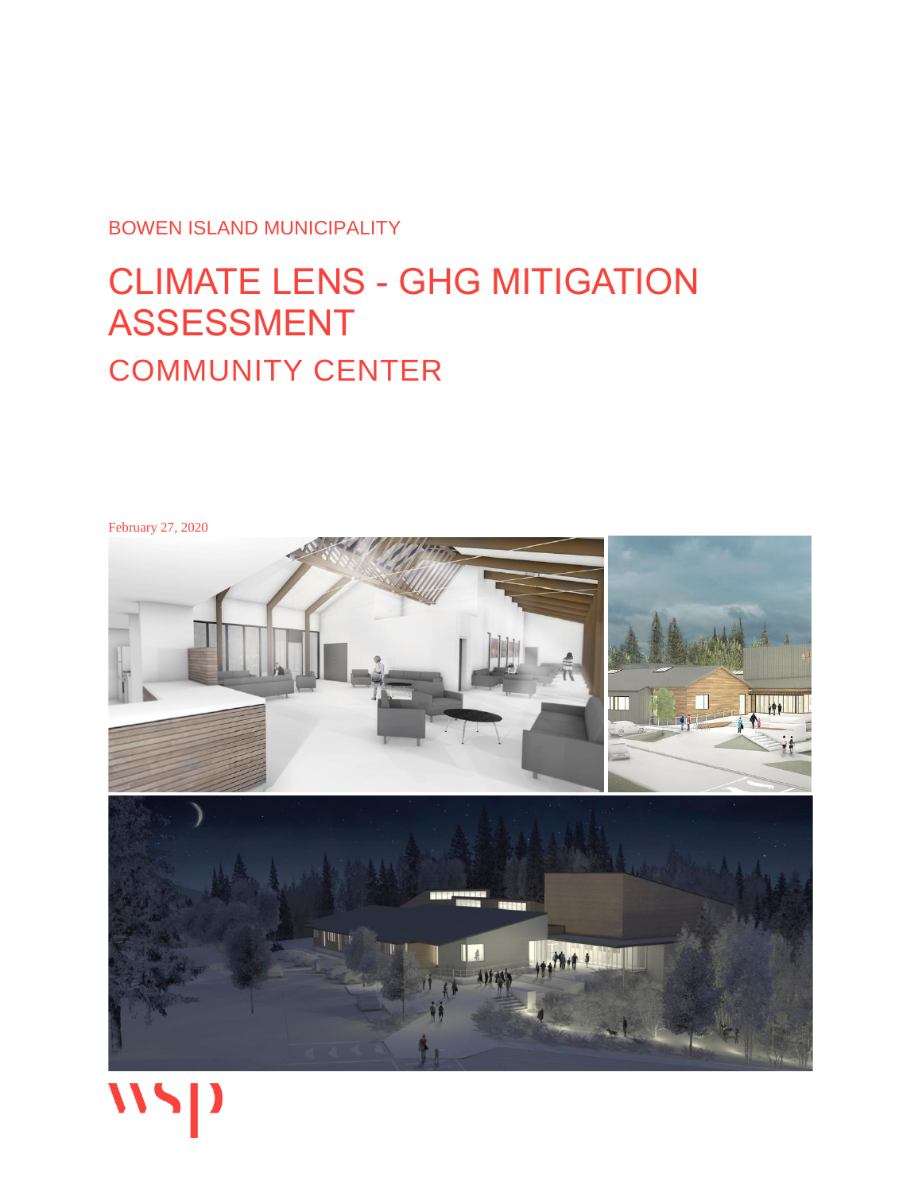BOWEN ISLAND MUNICIPALITY

# CLIMATE LENS - GHG MITIGATION ASSESSMENT

## COMMUNITY CENTER

February 27, 2020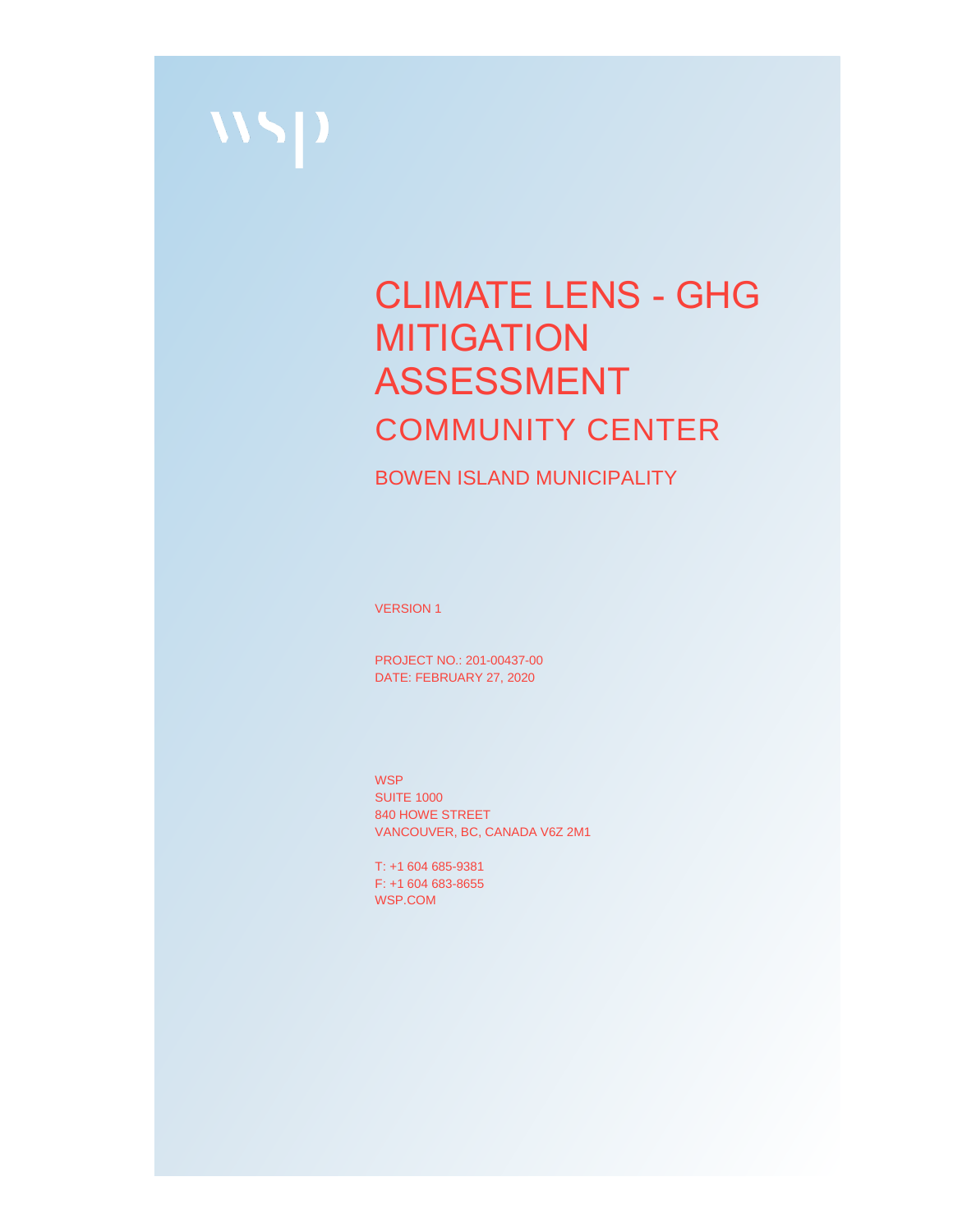# CLIMATE LENS - GHG MITIGATION ASSESSMENT

## COMMUNITY CENTER

BOWEN ISLAND MUNICIPALITY

VERSION 1

PROJECT NO.: 201-00437-00
DATE: FEBRUARY 27, 2020

WSP
SUITE 1000
840 HOWE STREET
VANCOUVER, BC, CANADA V6Z 2M1

T: +1 604 685-9381
F: +1 604 683-8655
WSP.COM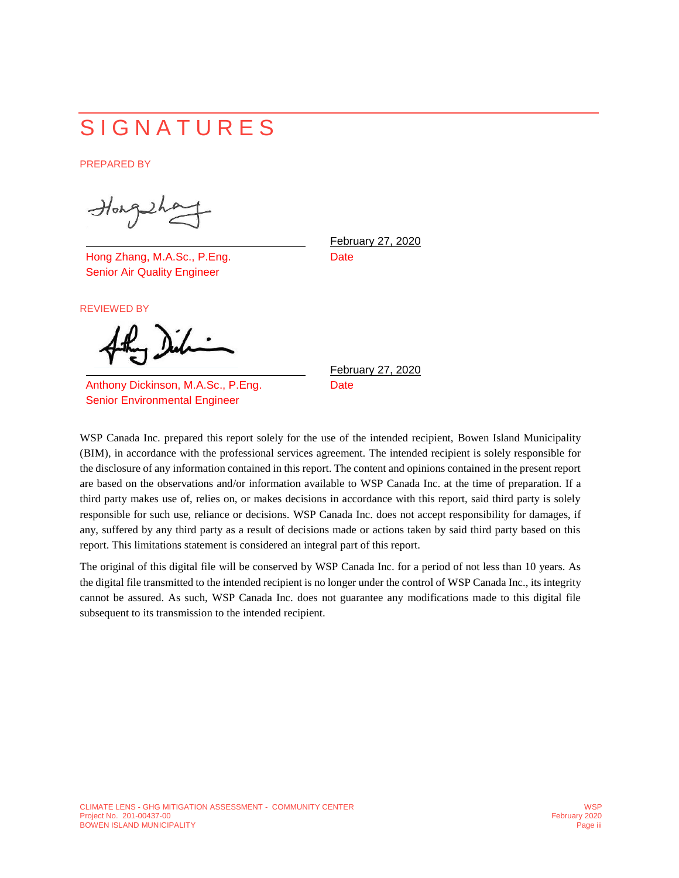# SIGNATURES

PREPARED BY

Hong Zhang, M.A.Sc., P.Eng.
Senior Air Quality Engineer

February 27, 2020
Date

REVIEWED BY

Anthony Dickinson, M.A.Sc., P.Eng.
Senior Environmental Engineer

February 27, 2020
Date

WSP Canada Inc. prepared this report solely for the use of the intended recipient, Bowen Island Municipality (BIM), in accordance with the professional services agreement. The intended recipient is solely responsible for the disclosure of any information contained in this report. The content and opinions contained in the present report are based on the observations and/or information available to WSP Canada Inc. at the time of preparation. If a third party makes use of, relies on, or makes decisions in accordance with this report, said third party is solely responsible for such use, reliance or decisions. WSP Canada Inc. does not accept responsibility for damages, if any, suffered by any third party as a result of decisions made or actions taken by said third party based on this report. This limitations statement is considered an integral part of this report.

The original of this digital file will be conserved by WSP Canada Inc. for a period of not less than 10 years. As the digital file transmitted to the intended recipient is no longer under the control of WSP Canada Inc., its integrity cannot be assured. As such, WSP Canada Inc. does not guarantee any modifications made to this digital file subsequent to its transmission to the intended recipient.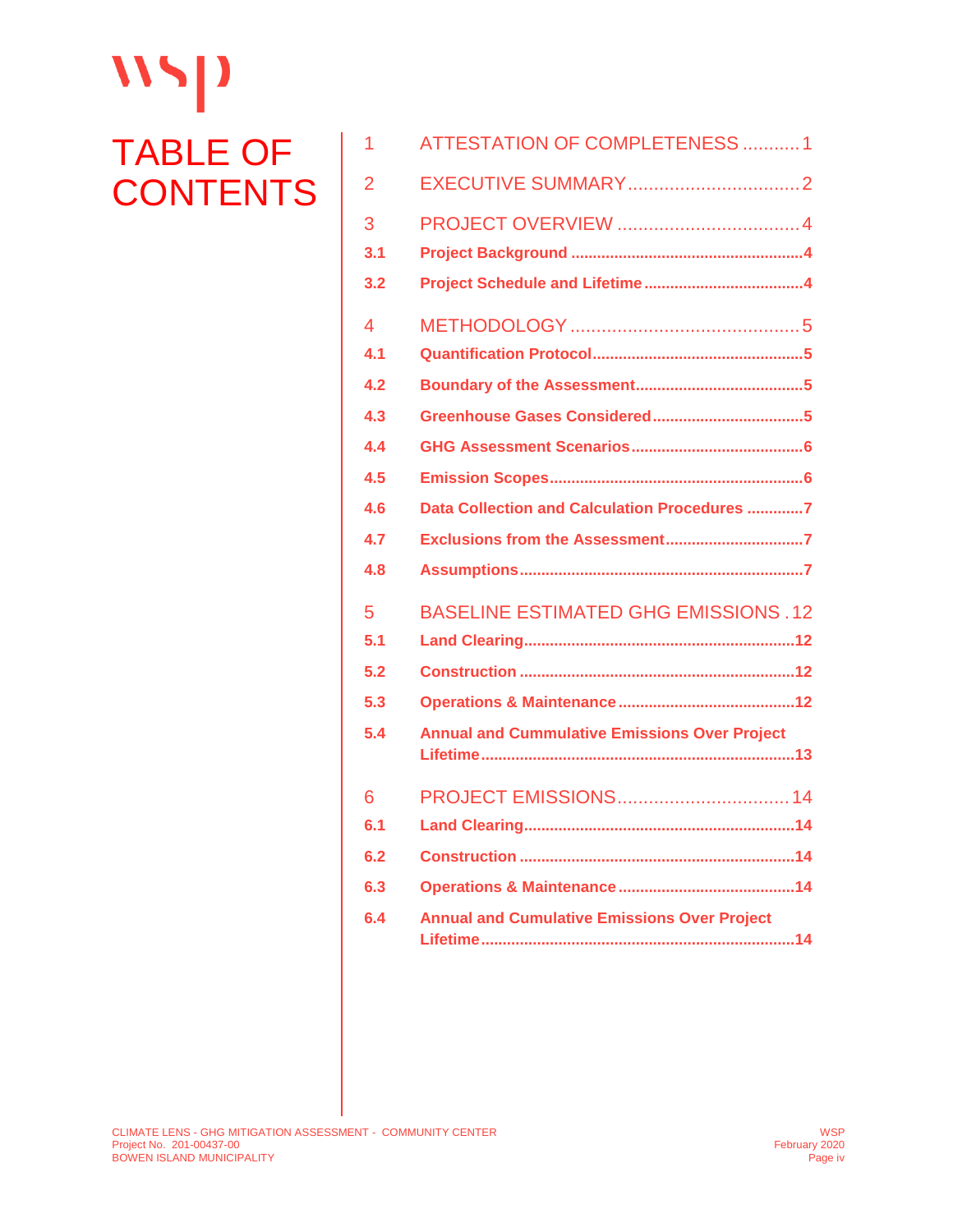# TABLE OF CONTENTS

1 ATTESTATION OF COMPLETENESS ........... 1

2 EXECUTIVE SUMMARY ................................ 2

3 PROJECT OVERVIEW ................................... 4

**3.1 Project Background ........................................................ 4**

**3.2 Project Schedule and Lifetime ........................................ 4**

4 METHODOLOGY ............................................ 5

**4.1 Quantification Protocol ................................................... 5**

**4.2 Boundary of the Assessment ........................................ 5**

**4.3 Greenhouse Gases Considered ..................................... 5**

**4.4 GHG Assessment Scenarios .......................................... 6**

**4.5 Emission Scopes ............................................................ 6**

**4.6 Data Collection and Calculation Procedures ............. 7**

**4.7 Exclusions from the Assessment .................................. 7**

**4.8 Assumptions .................................................................... 7**

5 BASELINE ESTIMATED GHG EMISSIONS . 12

**5.1 Land Clearing .................................................................. 12**

**5.2 Construction .................................................................... 12**

**5.3 Operations & Maintenance ............................................. 12**

**5.4 Annual and Cummulative Emissions Over Project Lifetime ........................................................................... 13**

6 PROJECT EMISSIONS ................................. 14

**6.1 Land Clearing .................................................................. 14**

**6.2 Construction .................................................................... 14**

**6.3 Operations & Maintenance ............................................. 14**

**6.4 Annual and Cumulative Emissions Over Project Lifetime ........................................................................... 14**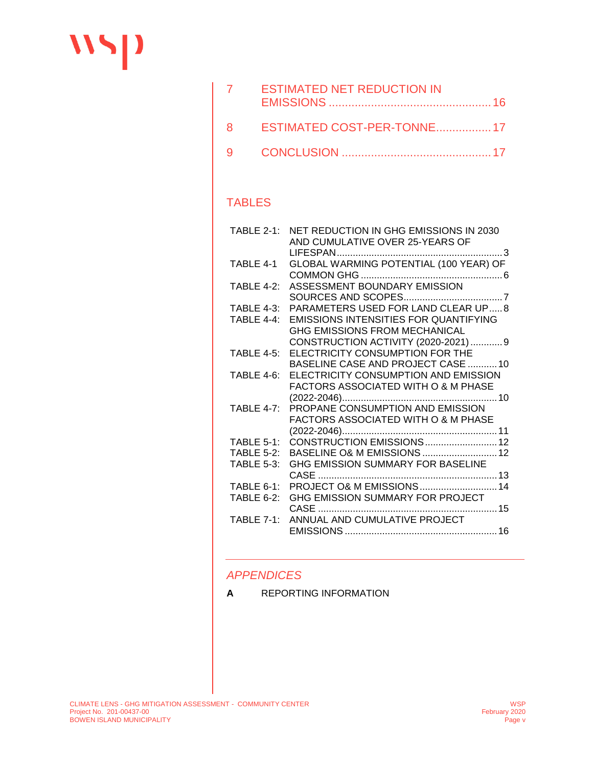7 ESTIMATED NET REDUCTION IN EMISSIONS .................................................. 16

8 ESTIMATED COST-PER-TONNE................. 17

9 CONCLUSION .............................................. 17

## TABLES

TABLE 2-1: NET REDUCTION IN GHG EMISSIONS IN 2030 AND CUMULATIVE OVER 25-YEARS OF LIFESPAN............................................................. 3

TABLE 4-1 GLOBAL WARMING POTENTIAL (100 YEAR) OF COMMON GHG ..................................................... 6

TABLE 4-2: ASSESSMENT BOUNDARY EMISSION SOURCES AND SCOPES.................................... 7

TABLE 4-3: PARAMETERS USED FOR LAND CLEAR UP..... 8

TABLE 4-4: EMISSIONS INTENSITIES FOR QUANTIFYING GHG EMISSIONS FROM MECHANICAL CONSTRUCTION ACTIVITY (2020-2021) ............ 9

TABLE 4-5: ELECTRICITY CONSUMPTION FOR THE BASELINE CASE AND PROJECT CASE ........... 10

TABLE 4-6: ELECTRICITY CONSUMPTION AND EMISSION FACTORS ASSOCIATED WITH O & M PHASE (2022-2046).......................................................... 10

TABLE 4-7: PROPANE CONSUMPTION AND EMISSION FACTORS ASSOCIATED WITH O & M PHASE (2022-2046).......................................................... 11

TABLE 5-1: CONSTRUCTION EMISSIONS........................... 12

TABLE 5-2: BASELINE O& M EMISSIONS ............................ 12

TABLE 5-3: GHG EMISSION SUMMARY FOR BASELINE CASE ................................................................... 13

TABLE 6-1: PROJECT O& M EMISSIONS............................. 14

TABLE 6-2: GHG EMISSION SUMMARY FOR PROJECT CASE .................................................................. 15

TABLE 7-1: ANNUAL AND CUMULATIVE PROJECT EMISSIONS ......................................................... 16

## *APPENDICES*

**A** REPORTING INFORMATION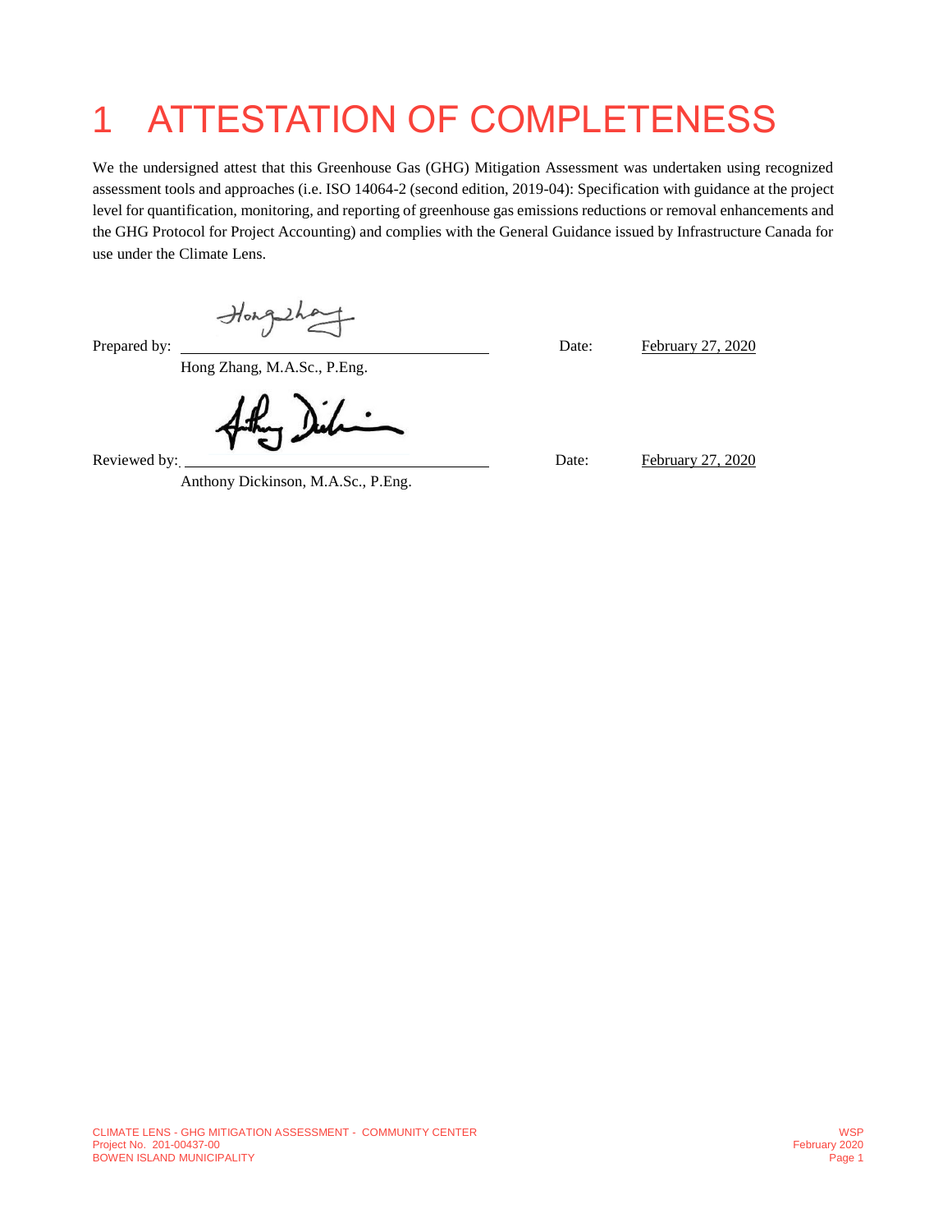# 1 ATTESTATION OF COMPLETENESS

We the undersigned attest that this Greenhouse Gas (GHG) Mitigation Assessment was undertaken using recognized assessment tools and approaches (i.e. ISO 14064-2 (second edition, 2019-04): Specification with guidance at the project level for quantification, monitoring, and reporting of greenhouse gas emissions reductions or removal enhancements and the GHG Protocol for Project Accounting) and complies with the General Guidance issued by Infrastructure Canada for use under the Climate Lens.

Prepared by: ______________________ Date: February 27, 2020

Hong Zhang, M.A.Sc., P.Eng.

Reviewed by: ______________________ Date: February 27, 2020

Anthony Dickinson, M.A.Sc., P.Eng.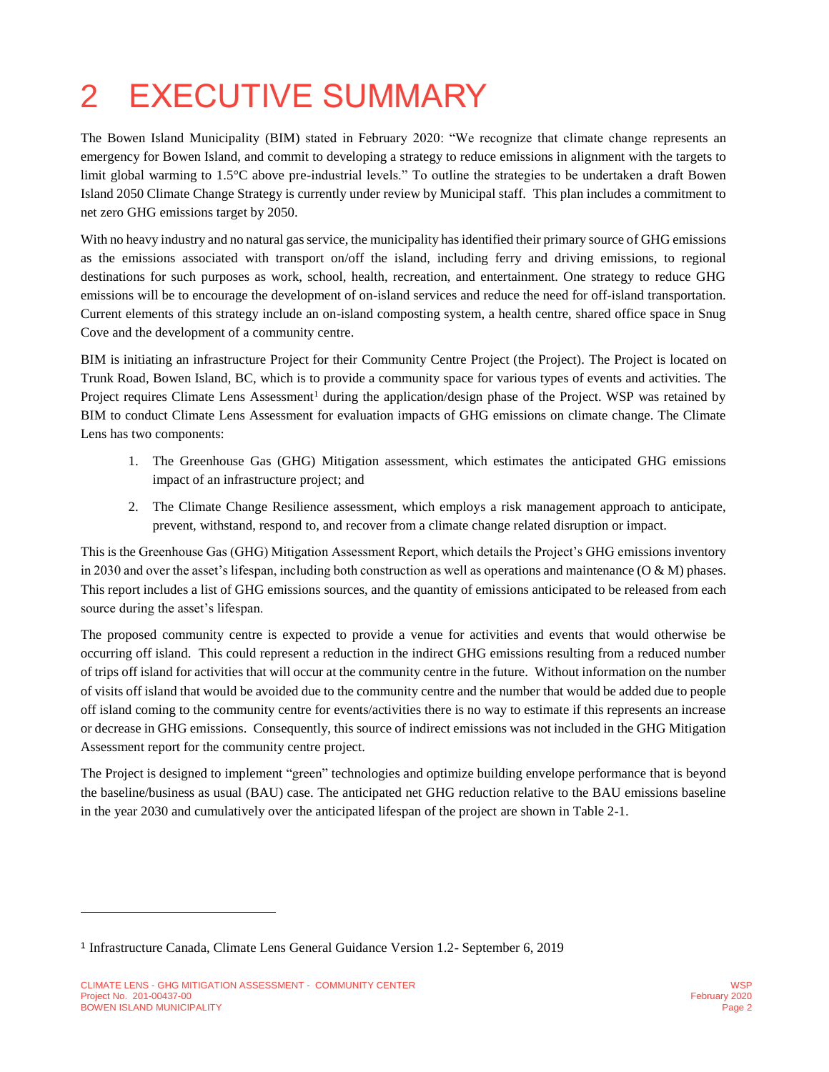# 2 EXECUTIVE SUMMARY

The Bowen Island Municipality (BIM) stated in February 2020: "We recognize that climate change represents an emergency for Bowen Island, and commit to developing a strategy to reduce emissions in alignment with the targets to limit global warming to 1.5°C above pre-industrial levels." To outline the strategies to be undertaken a draft Bowen Island 2050 Climate Change Strategy is currently under review by Municipal staff. This plan includes a commitment to net zero GHG emissions target by 2050.

With no heavy industry and no natural gas service, the municipality has identified their primary source of GHG emissions as the emissions associated with transport on/off the island, including ferry and driving emissions, to regional destinations for such purposes as work, school, health, recreation, and entertainment. One strategy to reduce GHG emissions will be to encourage the development of on-island services and reduce the need for off-island transportation. Current elements of this strategy include an on-island composting system, a health centre, shared office space in Snug Cove and the development of a community centre.

BIM is initiating an infrastructure Project for their Community Centre Project (the Project). The Project is located on Trunk Road, Bowen Island, BC, which is to provide a community space for various types of events and activities. The Project requires Climate Lens Assessment[1] during the application/design phase of the Project. WSP was retained by BIM to conduct Climate Lens Assessment for evaluation impacts of GHG emissions on climate change. The Climate Lens has two components:

1. The Greenhouse Gas (GHG) Mitigation assessment, which estimates the anticipated GHG emissions impact of an infrastructure project; and
2. The Climate Change Resilience assessment, which employs a risk management approach to anticipate, prevent, withstand, respond to, and recover from a climate change related disruption or impact.

This is the Greenhouse Gas (GHG) Mitigation Assessment Report, which details the Project's GHG emissions inventory in 2030 and over the asset's lifespan, including both construction as well as operations and maintenance (O & M) phases. This report includes a list of GHG emissions sources, and the quantity of emissions anticipated to be released from each source during the asset's lifespan.

The proposed community centre is expected to provide a venue for activities and events that would otherwise be occurring off island. This could represent a reduction in the indirect GHG emissions resulting from a reduced number of trips off island for activities that will occur at the community centre in the future. Without information on the number of visits off island that would be avoided due to the community centre and the number that would be added due to people off island coming to the community centre for events/activities there is no way to estimate if this represents an increase or decrease in GHG emissions. Consequently, this source of indirect emissions was not included in the GHG Mitigation Assessment report for the community centre project.

The Project is designed to implement "green" technologies and optimize building envelope performance that is beyond the baseline/business as usual (BAU) case. The anticipated net GHG reduction relative to the BAU emissions baseline in the year 2030 and cumulatively over the anticipated lifespan of the project are shown in Table 2-1.

[1] Infrastructure Canada, Climate Lens General Guidance Version 1.2- September 6, 2019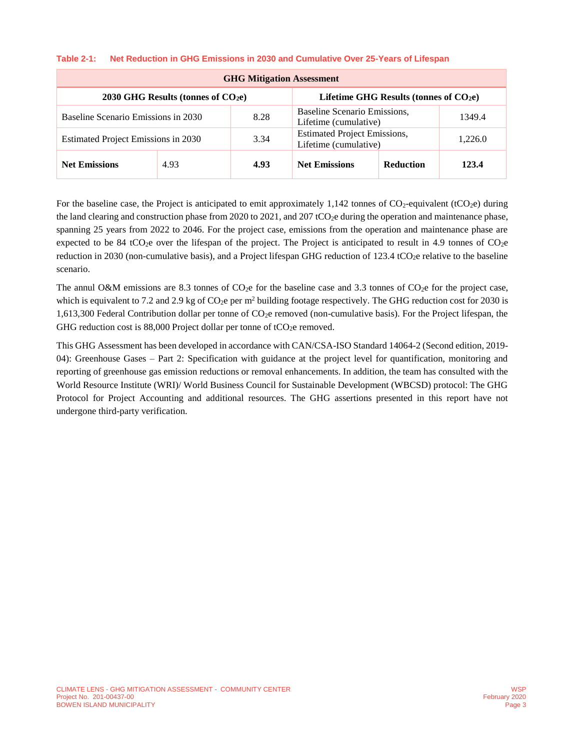**Table 2-1: Net Reduction in GHG Emissions in 2030 and Cumulative Over 25-Years of Lifespan**

| GHG Mitigation Assessment | | | | | |
|---|---|---|---|---|---|
| 2030 GHG Results (tonnes of $CO_2e$) | | | Lifetime GHG Results (tonnes of $CO_2e$) | | |
| Baseline Scenario Emissions in 2030 | | 8.28 | Baseline Scenario Emissions, Lifetime (cumulative) | | 1349.4 |
| Estimated Project Emissions in 2030 | | 3.34 | Estimated Project Emissions, Lifetime (cumulative) | | 1,226.0 |
| **Net Emissions** | 4.93 | **4.93** | **Net Emissions** | **Reduction** | **123.4** |

For the baseline case, the Project is anticipated to emit approximately 1,142 tonnes of $CO_2$-equivalent ($tCO_2e$) during the land clearing and construction phase from 2020 to 2021, and 207 $tCO_2e$ during the operation and maintenance phase, spanning 25 years from 2022 to 2046. For the project case, emissions from the operation and maintenance phase are expected to be 84 $tCO_2e$ over the lifespan of the project. The Project is anticipated to result in 4.9 tonnes of $CO_2e$ reduction in 2030 (non-cumulative basis), and a Project lifespan GHG reduction of 123.4 $tCO_2e$ relative to the baseline scenario.

The annul O&M emissions are 8.3 tonnes of $CO_2e$ for the baseline case and 3.3 tonnes of $CO_2e$ for the project case, which is equivalent to 7.2 and 2.9 kg of $CO_2e$ per $m^2$ building footage respectively. The GHG reduction cost for 2030 is 1,613,300 Federal Contribution dollar per tonne of $CO_2e$ removed (non-cumulative basis). For the Project lifespan, the GHG reduction cost is 88,000 Project dollar per tonne of $tCO_2e$ removed.

This GHG Assessment has been developed in accordance with CAN/CSA-ISO Standard 14064-2 (Second edition, 2019-04): Greenhouse Gases – Part 2: Specification with guidance at the project level for quantification, monitoring and reporting of greenhouse gas emission reductions or removal enhancements. In addition, the team has consulted with the World Resource Institute (WRI)/ World Business Council for Sustainable Development (WBCSD) protocol: The GHG Protocol for Project Accounting and additional resources. The GHG assertions presented in this report have not undergone third-party verification.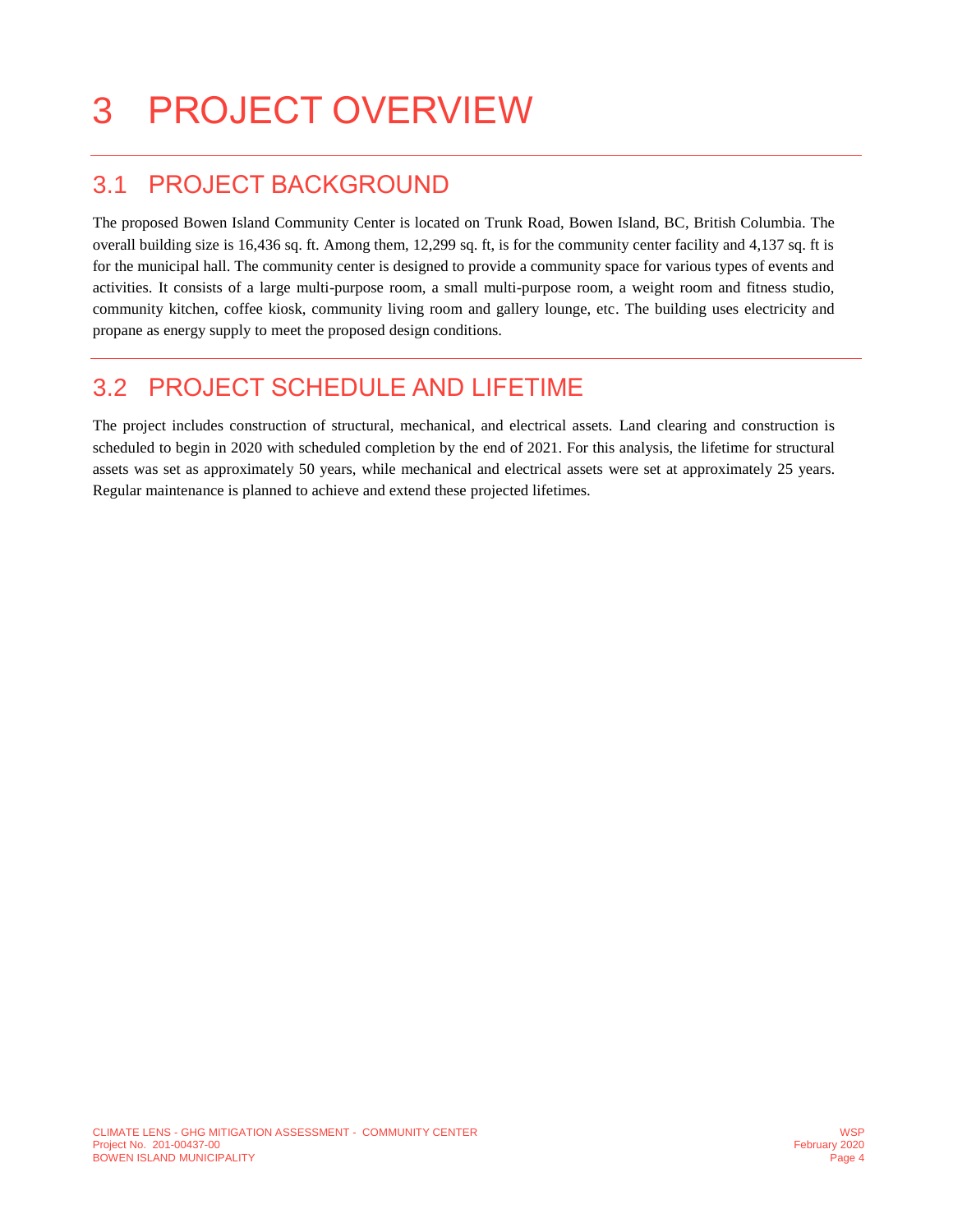# 3 PROJECT OVERVIEW

## 3.1 PROJECT BACKGROUND

The proposed Bowen Island Community Center is located on Trunk Road, Bowen Island, BC, British Columbia. The overall building size is 16,436 sq. ft. Among them, 12,299 sq. ft, is for the community center facility and 4,137 sq. ft is for the municipal hall. The community center is designed to provide a community space for various types of events and activities. It consists of a large multi-purpose room, a small multi-purpose room, a weight room and fitness studio, community kitchen, coffee kiosk, community living room and gallery lounge, etc. The building uses electricity and propane as energy supply to meet the proposed design conditions.

## 3.2 PROJECT SCHEDULE AND LIFETIME

The project includes construction of structural, mechanical, and electrical assets. Land clearing and construction is scheduled to begin in 2020 with scheduled completion by the end of 2021. For this analysis, the lifetime for structural assets was set as approximately 50 years, while mechanical and electrical assets were set at approximately 25 years. Regular maintenance is planned to achieve and extend these projected lifetimes.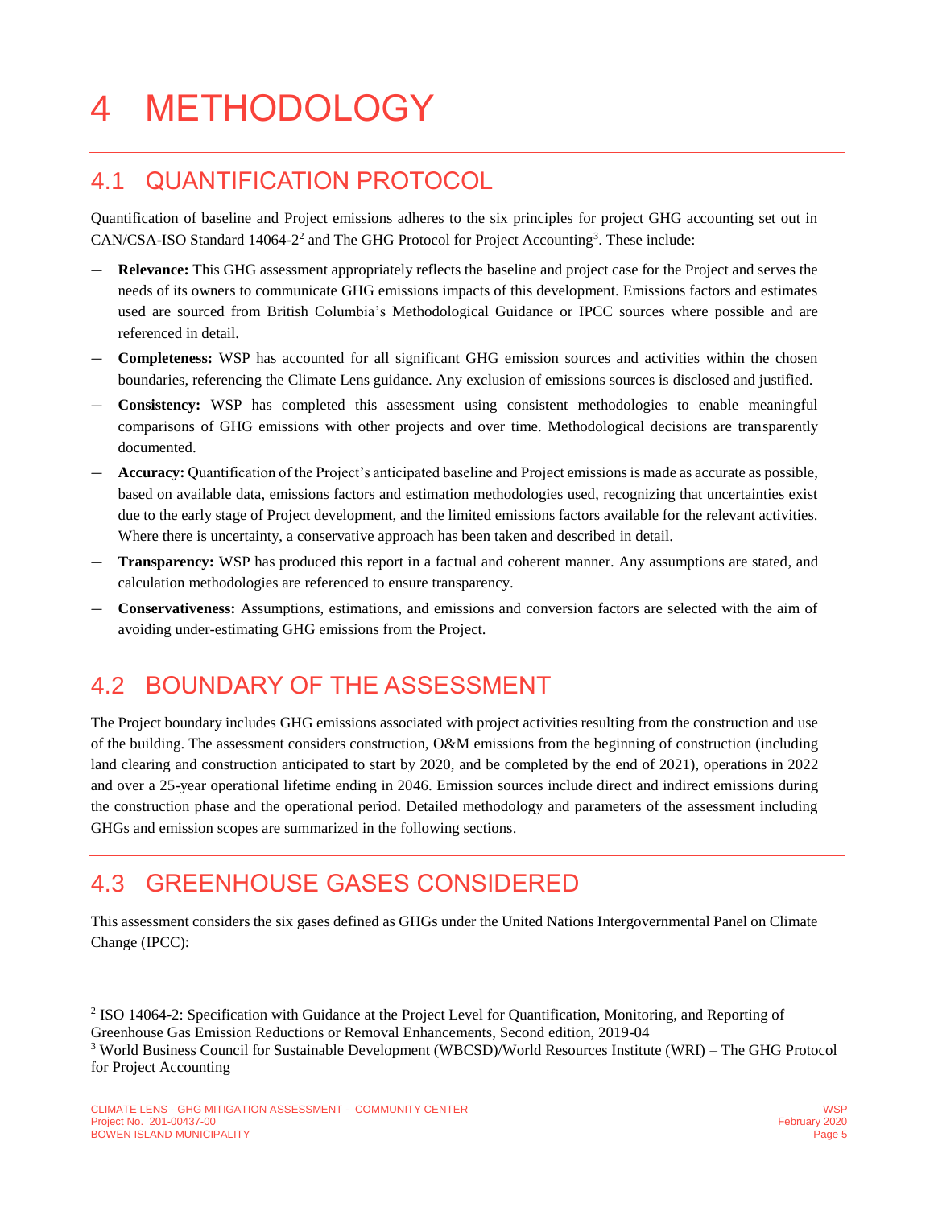# 4 METHODOLOGY

## 4.1 QUANTIFICATION PROTOCOL

Quantification of baseline and Project emissions adheres to the six principles for project GHG accounting set out in CAN/CSA-ISO Standard 14064-2[2] and The GHG Protocol for Project Accounting[3]. These include:

- **Relevance:** This GHG assessment appropriately reflects the baseline and project case for the Project and serves the needs of its owners to communicate GHG emissions impacts of this development. Emissions factors and estimates used are sourced from British Columbia's Methodological Guidance or IPCC sources where possible and are referenced in detail.
- **Completeness:** WSP has accounted for all significant GHG emission sources and activities within the chosen boundaries, referencing the Climate Lens guidance. Any exclusion of emissions sources is disclosed and justified.
- **Consistency:** WSP has completed this assessment using consistent methodologies to enable meaningful comparisons of GHG emissions with other projects and over time. Methodological decisions are transparently documented.
- **Accuracy:** Quantification of the Project's anticipated baseline and Project emissions is made as accurate as possible, based on available data, emissions factors and estimation methodologies used, recognizing that uncertainties exist due to the early stage of Project development, and the limited emissions factors available for the relevant activities. Where there is uncertainty, a conservative approach has been taken and described in detail.
- **Transparency:** WSP has produced this report in a factual and coherent manner. Any assumptions are stated, and calculation methodologies are referenced to ensure transparency.
- **Conservativeness:** Assumptions, estimations, and emissions and conversion factors are selected with the aim of avoiding under-estimating GHG emissions from the Project.

## 4.2 BOUNDARY OF THE ASSESSMENT

The Project boundary includes GHG emissions associated with project activities resulting from the construction and use of the building. The assessment considers construction, O&M emissions from the beginning of construction (including land clearing and construction anticipated to start by 2020, and be completed by the end of 2021), operations in 2022 and over a 25-year operational lifetime ending in 2046. Emission sources include direct and indirect emissions during the construction phase and the operational period. Detailed methodology and parameters of the assessment including GHGs and emission scopes are summarized in the following sections.

## 4.3 GREENHOUSE GASES CONSIDERED

This assessment considers the six gases defined as GHGs under the United Nations Intergovernmental Panel on Climate Change (IPCC):

---

[2] ISO 14064-2: Specification with Guidance at the Project Level for Quantification, Monitoring, and Reporting of Greenhouse Gas Emission Reductions or Removal Enhancements, Second edition, 2019-04

[3] World Business Council for Sustainable Development (WBCSD)/World Resources Institute (WRI) – The GHG Protocol for Project Accounting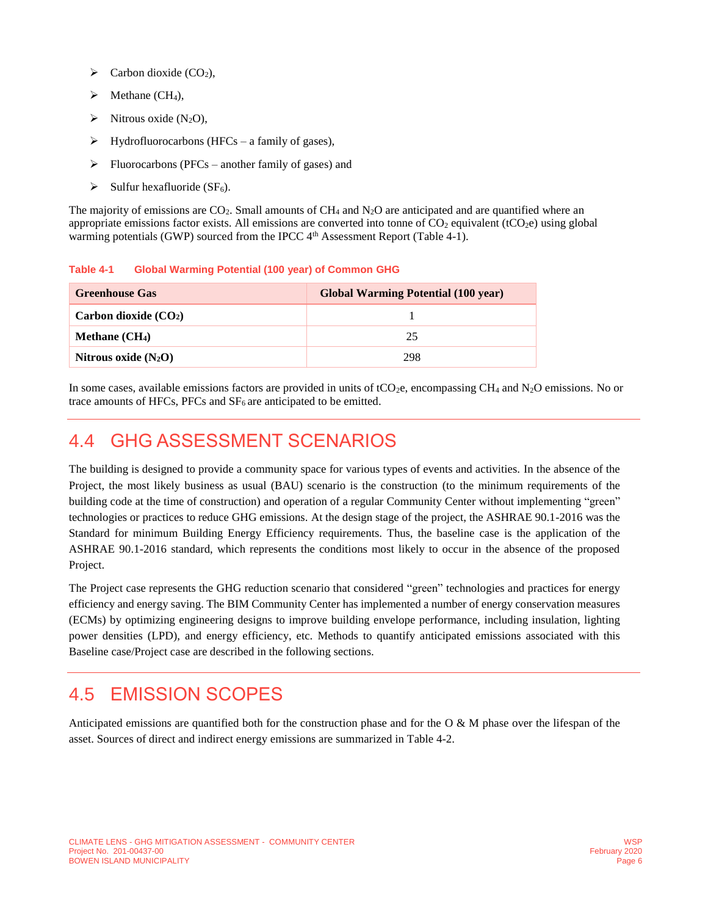- Carbon dioxide ($CO_2$),
- Methane ($CH_4$),
- Nitrous oxide ($N_2O$),
- Hydrofluorocarbons (HFCs – a family of gases),
- Fluorocarbons (PFCs – another family of gases) and
- Sulfur hexafluoride ($SF_6$).

The majority of emissions are $CO_2$. Small amounts of $CH_4$ and $N_2O$ are anticipated and are quantified where an appropriate emissions factor exists. All emissions are converted into tonne of $CO_2$ equivalent ($tCO_2e$) using global warming potentials (GWP) sourced from the IPCC 4th Assessment Report (Table 4-1).

**Table 4-1 Global Warming Potential (100 year) of Common GHG**

| Greenhouse Gas | Global Warming Potential (100 year) |
|---|---|
| **Carbon dioxide ($CO_2$)** | 1 |
| **Methane ($CH_4$)** | 25 |
| **Nitrous oxide ($N_2O$)** | 298 |

In some cases, available emissions factors are provided in units of $tCO_2e$, encompassing $CH_4$ and $N_2O$ emissions. No or trace amounts of HFCs, PFCs and $SF_6$ are anticipated to be emitted.

## 4.4 GHG ASSESSMENT SCENARIOS

The building is designed to provide a community space for various types of events and activities. In the absence of the Project, the most likely business as usual (BAU) scenario is the construction (to the minimum requirements of the building code at the time of construction) and operation of a regular Community Center without implementing "green" technologies or practices to reduce GHG emissions. At the design stage of the project, the ASHRAE 90.1-2016 was the Standard for minimum Building Energy Efficiency requirements. Thus, the baseline case is the application of the ASHRAE 90.1-2016 standard, which represents the conditions most likely to occur in the absence of the proposed Project.

The Project case represents the GHG reduction scenario that considered "green" technologies and practices for energy efficiency and energy saving. The BIM Community Center has implemented a number of energy conservation measures (ECMs) by optimizing engineering designs to improve building envelope performance, including insulation, lighting power densities (LPD), and energy efficiency, etc. Methods to quantify anticipated emissions associated with this Baseline case/Project case are described in the following sections.

## 4.5 EMISSION SCOPES

Anticipated emissions are quantified both for the construction phase and for the O & M phase over the lifespan of the asset. Sources of direct and indirect energy emissions are summarized in Table 4-2.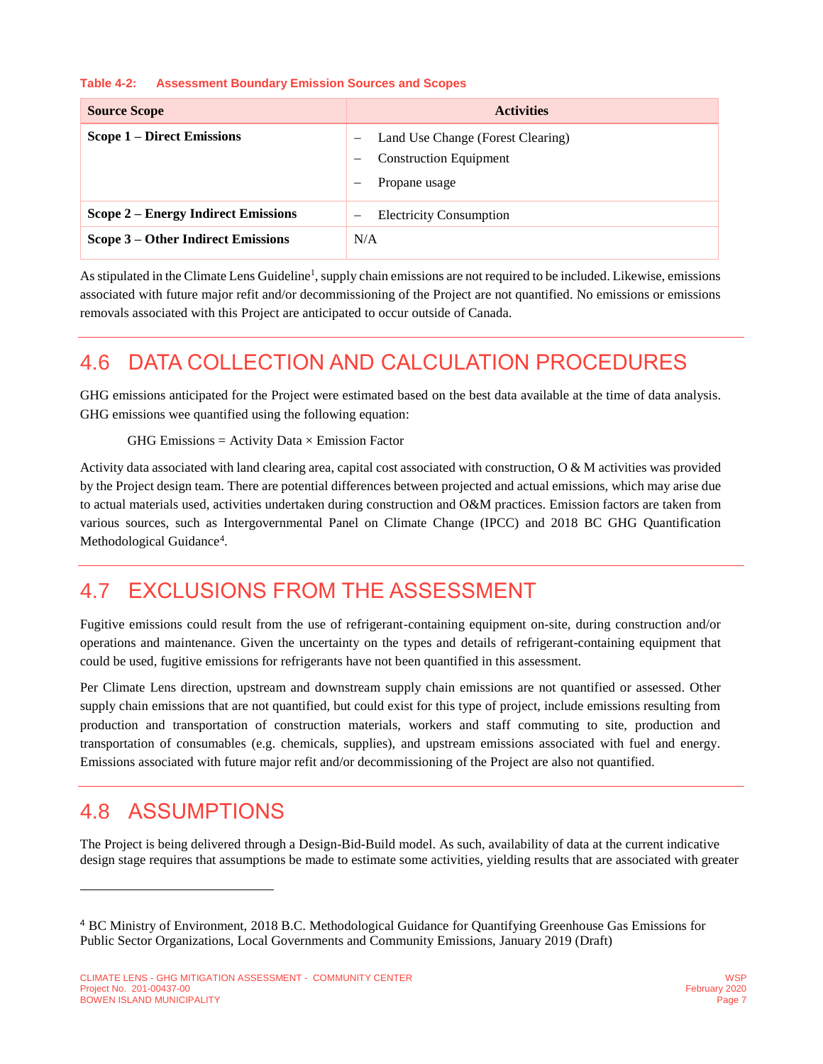**Table 4-2: Assessment Boundary Emission Sources and Scopes**

| Source Scope | Activities |
|---|---|
| **Scope 1 – Direct Emissions** | – Land Use Change (Forest Clearing)<br>– Construction Equipment<br>– Propane usage |
| **Scope 2 – Energy Indirect Emissions** | – Electricity Consumption |
| **Scope 3 – Other Indirect Emissions** | N/A |

As stipulated in the Climate Lens Guideline[1], supply chain emissions are not required to be included. Likewise, emissions associated with future major refit and/or decommissioning of the Project are not quantified. No emissions or emissions removals associated with this Project are anticipated to occur outside of Canada.

## 4.6 DATA COLLECTION AND CALCULATION PROCEDURES

GHG emissions anticipated for the Project were estimated based on the best data available at the time of data analysis. GHG emissions wee quantified using the following equation:

GHG Emissions = Activity Data × Emission Factor

Activity data associated with land clearing area, capital cost associated with construction, O & M activities was provided by the Project design team. There are potential differences between projected and actual emissions, which may arise due to actual materials used, activities undertaken during construction and O&M practices. Emission factors are taken from various sources, such as Intergovernmental Panel on Climate Change (IPCC) and 2018 BC GHG Quantification Methodological Guidance[4].

## 4.7 EXCLUSIONS FROM THE ASSESSMENT

Fugitive emissions could result from the use of refrigerant-containing equipment on-site, during construction and/or operations and maintenance. Given the uncertainty on the types and details of refrigerant-containing equipment that could be used, fugitive emissions for refrigerants have not been quantified in this assessment.

Per Climate Lens direction, upstream and downstream supply chain emissions are not quantified or assessed. Other supply chain emissions that are not quantified, but could exist for this type of project, include emissions resulting from production and transportation of construction materials, workers and staff commuting to site, production and transportation of consumables (e.g. chemicals, supplies), and upstream emissions associated with fuel and energy. Emissions associated with future major refit and/or decommissioning of the Project are also not quantified.

## 4.8 ASSUMPTIONS

The Project is being delivered through a Design-Bid-Build model. As such, availability of data at the current indicative design stage requires that assumptions be made to estimate some activities, yielding results that are associated with greater

---

[4] BC Ministry of Environment, 2018 B.C. Methodological Guidance for Quantifying Greenhouse Gas Emissions for Public Sector Organizations, Local Governments and Community Emissions, January 2019 (Draft)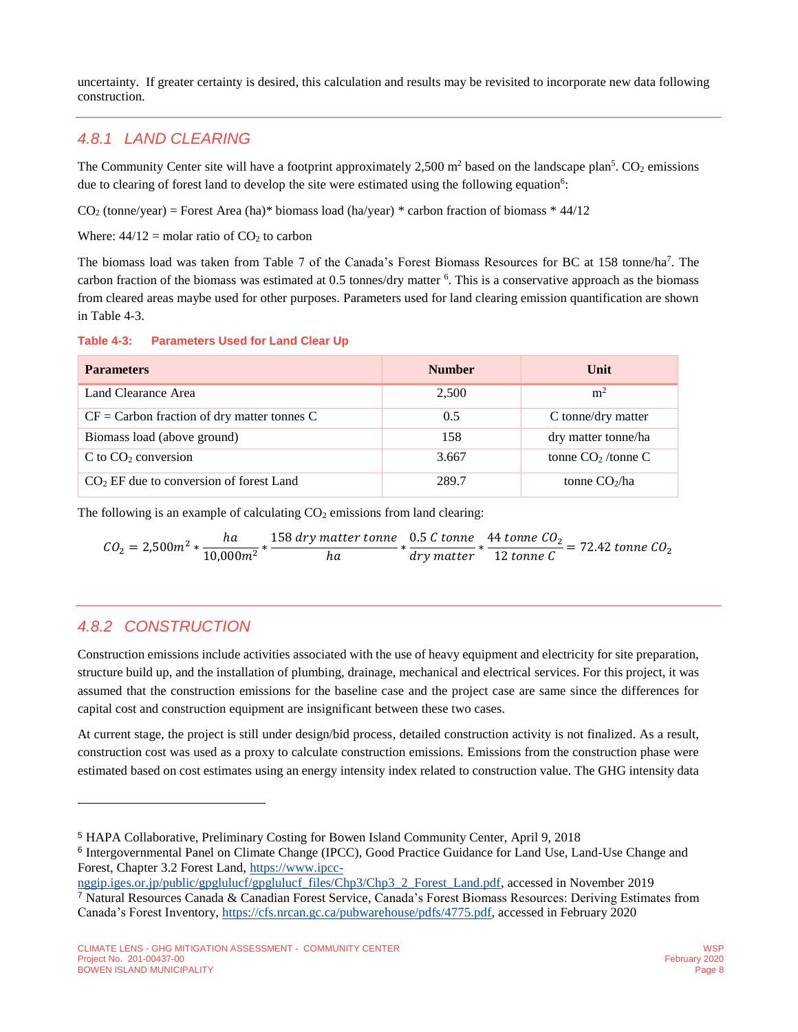uncertainty. If greater certainty is desired, this calculation and results may be revisited to incorporate new data following construction.

### 4.8.1 LAND CLEARING

The Community Center site will have a footprint approximately 2,500 $m^2$ based on the landscape plan[5]. $CO_2$ emissions due to clearing of forest land to develop the site were estimated using the following equation[6]:

$CO_2$ (tonne/year) = Forest Area (ha)* biomass load (ha/year) * carbon fraction of biomass * 44/12

Where: 44/12 = molar ratio of $CO_2$ to carbon

The biomass load was taken from Table 7 of the Canada's Forest Biomass Resources for BC at 158 tonne/ha[7]. The carbon fraction of the biomass was estimated at 0.5 tonnes/dry matter [6]. This is a conservative approach as the biomass from cleared areas maybe used for other purposes. Parameters used for land clearing emission quantification are shown in Table 4-3.

**Table 4-3: Parameters Used for Land Clear Up**

| Parameters | Number | Unit |
|---|---|---|
| Land Clearance Area | 2,500 | $m^2$ |
| CF = Carbon fraction of dry matter tonnes C | 0.5 | C tonne/dry matter |
| Biomass load (above ground) | 158 | dry matter tonne/ha |
| C to $CO_2$ conversion | 3.667 | tonne $CO_2$ /tonne C |
| $CO_2$ EF due to conversion of forest Land | 289.7 | tonne $CO_2$/ha |

The following is an example of calculating $CO_2$ emissions from land clearing:

$$CO_2 = 2{,}500m^2 * \frac{ha}{10{,}000m^2} * \frac{158\ dry\ matter\ tonne}{ha} * \frac{0.5\ C\ tonne}{dry\ matter} * \frac{44\ tonne\ CO_2}{12\ tonne\ C} = 72.42\ tonne\ CO_2$$

### 4.8.2 CONSTRUCTION

Construction emissions include activities associated with the use of heavy equipment and electricity for site preparation, structure build up, and the installation of plumbing, drainage, mechanical and electrical services. For this project, it was assumed that the construction emissions for the baseline case and the project case are same since the differences for capital cost and construction equipment are insignificant between these two cases.

At current stage, the project is still under design/bid process, detailed construction activity is not finalized. As a result, construction cost was used as a proxy to calculate construction emissions. Emissions from the construction phase were estimated based on cost estimates using an energy intensity index related to construction value. The GHG intensity data

---

[5] HAPA Collaborative, Preliminary Costing for Bowen Island Community Center, April 9, 2018

[6] Intergovernmental Panel on Climate Change (IPCC), Good Practice Guidance for Land Use, Land-Use Change and Forest, Chapter 3.2 Forest Land, https://www.ipcc-nggip.iges.or.jp/public/gpglulucf/gpglulucf_files/Chp3/Chp3_2_Forest_Land.pdf, accessed in November 2019

[7] Natural Resources Canada & Canadian Forest Service, Canada's Forest Biomass Resources: Deriving Estimates from Canada's Forest Inventory, https://cfs.nrcan.gc.ca/pubwarehouse/pdfs/4775.pdf, accessed in February 2020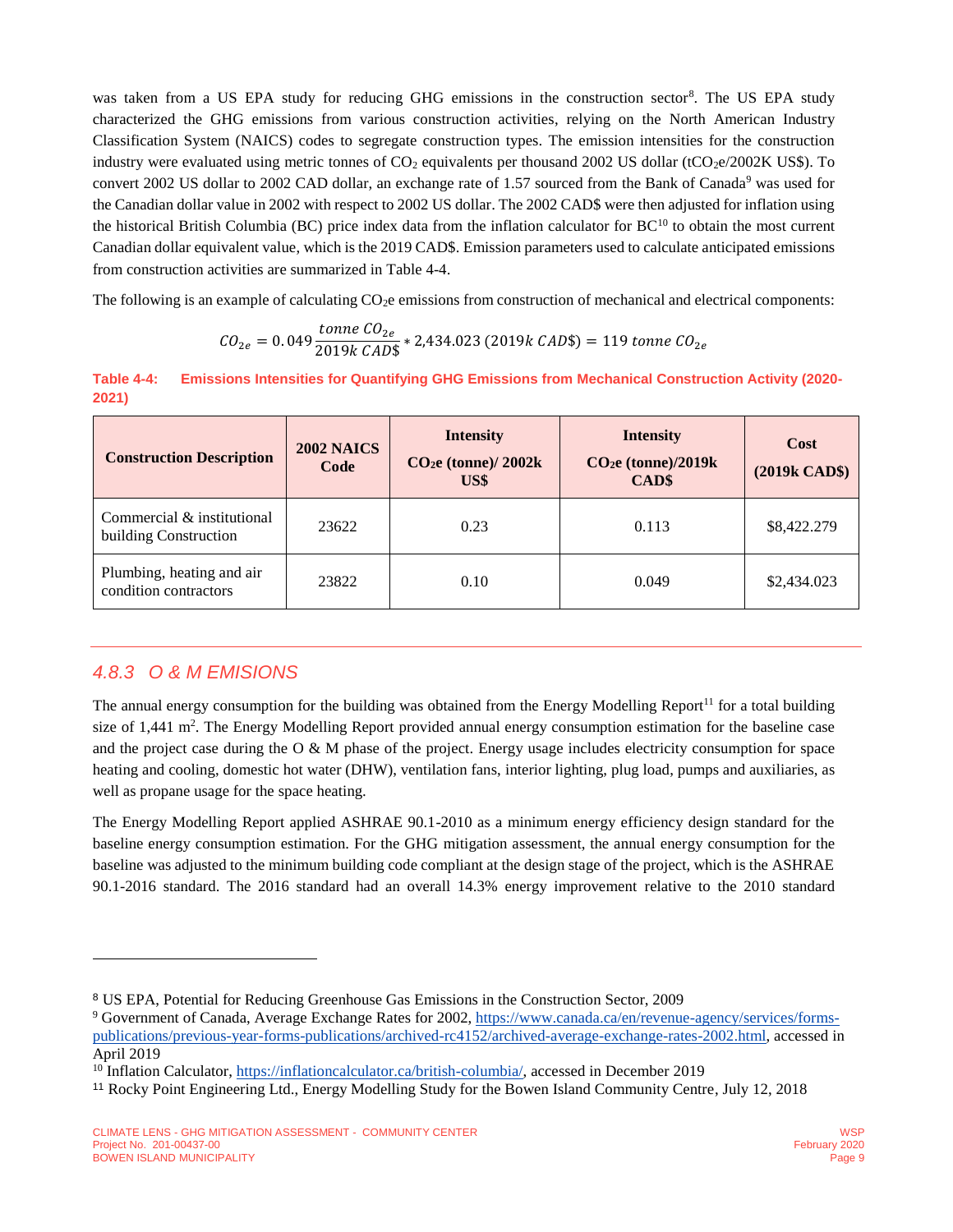was taken from a US EPA study for reducing GHG emissions in the construction sector[8]. The US EPA study characterized the GHG emissions from various construction activities, relying on the North American Industry Classification System (NAICS) codes to segregate construction types. The emission intensities for the construction industry were evaluated using metric tonnes of $CO_2$ equivalents per thousand 2002 US dollar ($tCO_2e$/2002K US$). To convert 2002 US dollar to 2002 CAD dollar, an exchange rate of 1.57 sourced from the Bank of Canada[9] was used for the Canadian dollar value in 2002 with respect to 2002 US dollar. The 2002 CAD$ were then adjusted for inflation using the historical British Columbia (BC) price index data from the inflation calculator for BC[10] to obtain the most current Canadian dollar equivalent value, which is the 2019 CAD$. Emission parameters used to calculate anticipated emissions from construction activities are summarized in Table 4-4.

The following is an example of calculating $CO_2$e emissions from construction of mechanical and electrical components:

$$CO_{2e} = 0.049 \frac{tonne\ CO_{2e}}{2019k\ CAD\$} * 2{,}434.023\ (2019k\ CAD\$) = 119\ tonne\ CO_{2e}$$

**Table 4-4: Emissions Intensities for Quantifying GHG Emissions from Mechanical Construction Activity (2020-2021)**

| Construction Description | 2002 NAICS Code | Intensity $CO_2e$ (tonne)/ 2002k US$ | Intensity $CO_2e$ (tonne)/2019k CAD$ | Cost (2019k CAD$) |
|---|---|---|---|---|
| Commercial & institutional building Construction | 23622 | 0.23 | 0.113 | $8,422.279 |
| Plumbing, heating and air condition contractors | 23822 | 0.10 | 0.049 | $2,434.023 |

### 4.8.3 O & M EMISIONS

The annual energy consumption for the building was obtained from the Energy Modelling Report[11] for a total building size of 1,441 $m^2$. The Energy Modelling Report provided annual energy consumption estimation for the baseline case and the project case during the O & M phase of the project. Energy usage includes electricity consumption for space heating and cooling, domestic hot water (DHW), ventilation fans, interior lighting, plug load, pumps and auxiliaries, as well as propane usage for the space heating.

The Energy Modelling Report applied ASHRAE 90.1-2010 as a minimum energy efficiency design standard for the baseline energy consumption estimation. For the GHG mitigation assessment, the annual energy consumption for the baseline was adjusted to the minimum building code compliant at the design stage of the project, which is the ASHRAE 90.1-2016 standard. The 2016 standard had an overall 14.3% energy improvement relative to the 2010 standard

---

[8] US EPA, Potential for Reducing Greenhouse Gas Emissions in the Construction Sector, 2009

[9] Government of Canada, Average Exchange Rates for 2002, https://www.canada.ca/en/revenue-agency/services/forms-publications/previous-year-forms-publications/archived-rc4152/archived-average-exchange-rates-2002.html, accessed in April 2019

[10] Inflation Calculator, https://inflationcalculator.ca/british-columbia/, accessed in December 2019

[11] Rocky Point Engineering Ltd., Energy Modelling Study for the Bowen Island Community Centre, July 12, 2018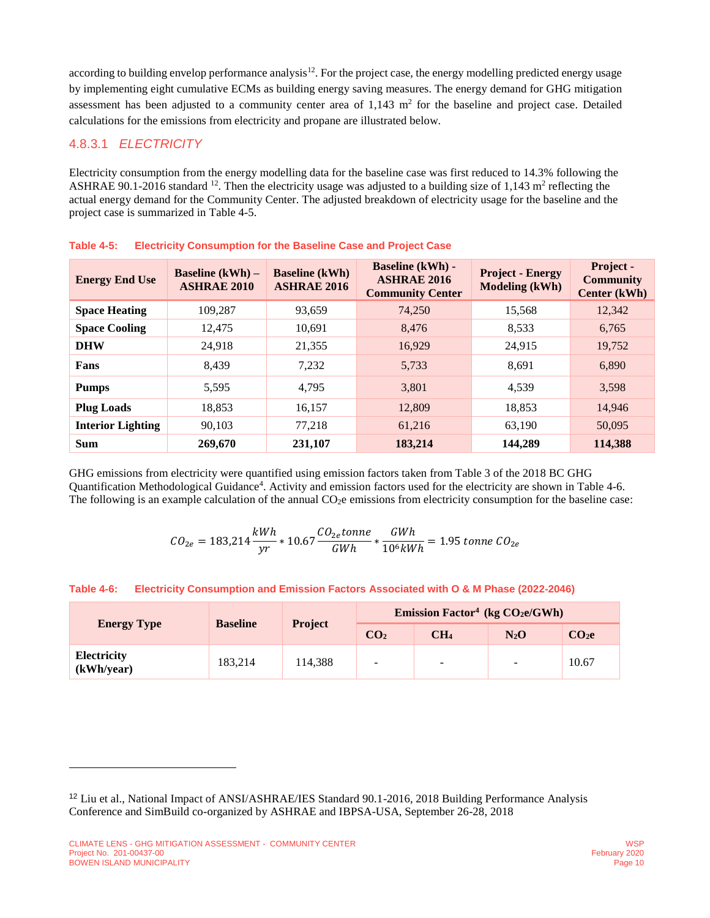according to building envelop performance analysis[12]. For the project case, the energy modelling predicted energy usage by implementing eight cumulative ECMs as building energy saving measures. The energy demand for GHG mitigation assessment has been adjusted to a community center area of 1,143 $m^2$ for the baseline and project case. Detailed calculations for the emissions from electricity and propane are illustrated below.

### 4.8.3.1 *ELECTRICITY*

Electricity consumption from the energy modelling data for the baseline case was first reduced to 14.3% following the ASHRAE 90.1-2016 standard [12]. Then the electricity usage was adjusted to a building size of 1,143 $m^2$ reflecting the actual energy demand for the Community Center. The adjusted breakdown of electricity usage for the baseline and the project case is summarized in Table 4-5.

**Table 4-5: Electricity Consumption for the Baseline Case and Project Case**

| Energy End Use | Baseline (kWh) – ASHRAE 2010 | Baseline (kWh) ASHRAE 2016 | Baseline (kWh) - ASHRAE 2016 Community Center | Project - Energy Modeling (kWh) | Project - Community Center (kWh) |
|---|---|---|---|---|---|
| **Space Heating** | 109,287 | 93,659 | 74,250 | 15,568 | 12,342 |
| **Space Cooling** | 12,475 | 10,691 | 8,476 | 8,533 | 6,765 |
| **DHW** | 24,918 | 21,355 | 16,929 | 24,915 | 19,752 |
| **Fans** | 8,439 | 7,232 | 5,733 | 8,691 | 6,890 |
| **Pumps** | 5,595 | 4,795 | 3,801 | 4,539 | 3,598 |
| **Plug Loads** | 18,853 | 16,157 | 12,809 | 18,853 | 14,946 |
| **Interior Lighting** | 90,103 | 77,218 | 61,216 | 63,190 | 50,095 |
| **Sum** | **269,670** | **231,107** | **183,214** | **144,289** | **114,388** |

GHG emissions from electricity were quantified using emission factors taken from Table 3 of the 2018 BC GHG Quantification Methodological Guidance[4]. Activity and emission factors used for the electricity are shown in Table 4-6. The following is an example calculation of the annual $CO_2e$ emissions from electricity consumption for the baseline case:

$$CO_{2e} = 183{,}214\frac{kWh}{yr} * 10.67\frac{CO_{2e}tonne}{GWh} * \frac{GWh}{10^6 kWh} = 1.95\ tonne\ CO_{2e}$$

**Table 4-6: Electricity Consumption and Emission Factors Associated with O & M Phase (2022-2046)**

| Energy Type | Baseline | Project | Emission Factor[4] (kg $CO_2e$/GWh) | | | |
|---|---|---|---|---|---|---|
| | | | $CO_2$ | $CH_4$ | $N_2O$ | $CO_2e$ |
| **Electricity (kWh/year)** | 183,214 | 114,388 | - | - | - | 10.67 |

[12] Liu et al., National Impact of ANSI/ASHRAE/IES Standard 90.1-2016, 2018 Building Performance Analysis Conference and SimBuild co-organized by ASHRAE and IBPSA-USA, September 26-28, 2018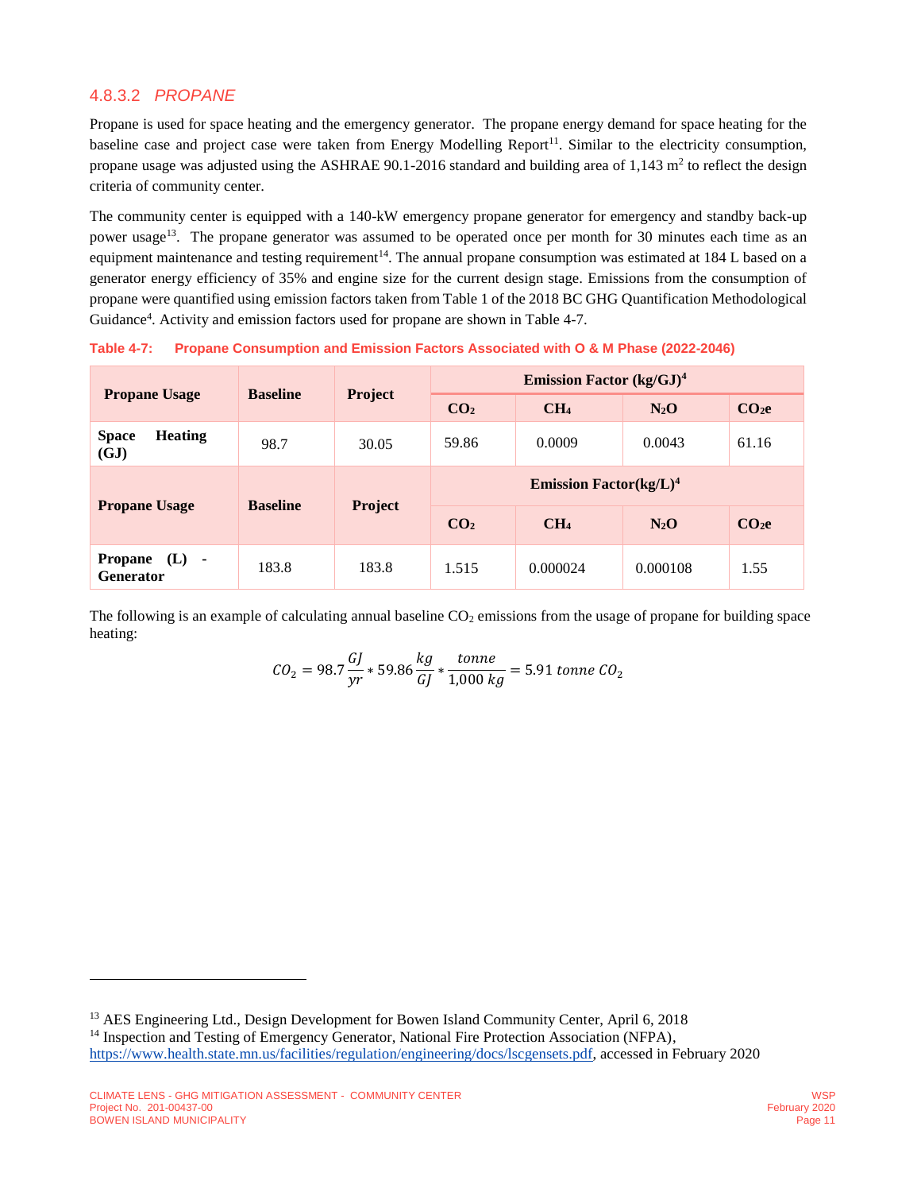#### 4.8.3.2 *PROPANE*

Propane is used for space heating and the emergency generator. The propane energy demand for space heating for the baseline case and project case were taken from Energy Modelling Report[11]. Similar to the electricity consumption, propane usage was adjusted using the ASHRAE 90.1-2016 standard and building area of 1,143 $m^2$ to reflect the design criteria of community center.

The community center is equipped with a 140-kW emergency propane generator for emergency and standby back-up power usage[13]. The propane generator was assumed to be operated once per month for 30 minutes each time as an equipment maintenance and testing requirement[14]. The annual propane consumption was estimated at 184 L based on a generator energy efficiency of 35% and engine size for the current design stage. Emissions from the consumption of propane were quantified using emission factors taken from Table 1 of the 2018 BC GHG Quantification Methodological Guidance[4]. Activity and emission factors used for propane are shown in Table 4-7.

**Table 4-7: Propane Consumption and Emission Factors Associated with O & M Phase (2022-2046)**

| Propane Usage | Baseline | Project | Emission Factor (kg/GJ)[4] | | | |
|---|---|---|---|---|---|---|
| | | | $CO_2$ | $CH_4$ | $N_2O$ | $CO_2e$ |
| **Space Heating (GJ)** | 98.7 | 30.05 | 59.86 | 0.0009 | 0.0043 | 61.16 |
| **Propane Usage** | **Baseline** | **Project** | **Emission Factor(kg/L)[4]** | | | |
| | | | $CO_2$ | $CH_4$ | $N_2O$ | $CO_2e$ |
| **Propane (L) - Generator** | 183.8 | 183.8 | 1.515 | 0.000024 | 0.000108 | 1.55 |

The following is an example of calculating annual baseline $CO_2$ emissions from the usage of propane for building space heating:

$$CO_2 = 98.7 \frac{GJ}{yr} * 59.86 \frac{kg}{GJ} * \frac{tonne}{1{,}000\ kg} = 5.91\ tonne\ CO_2$$

---

[13] AES Engineering Ltd., Design Development for Bowen Island Community Center, April 6, 2018

[14] Inspection and Testing of Emergency Generator, National Fire Protection Association (NFPA), https://www.health.state.mn.us/facilities/regulation/engineering/docs/lscgensets.pdf, accessed in February 2020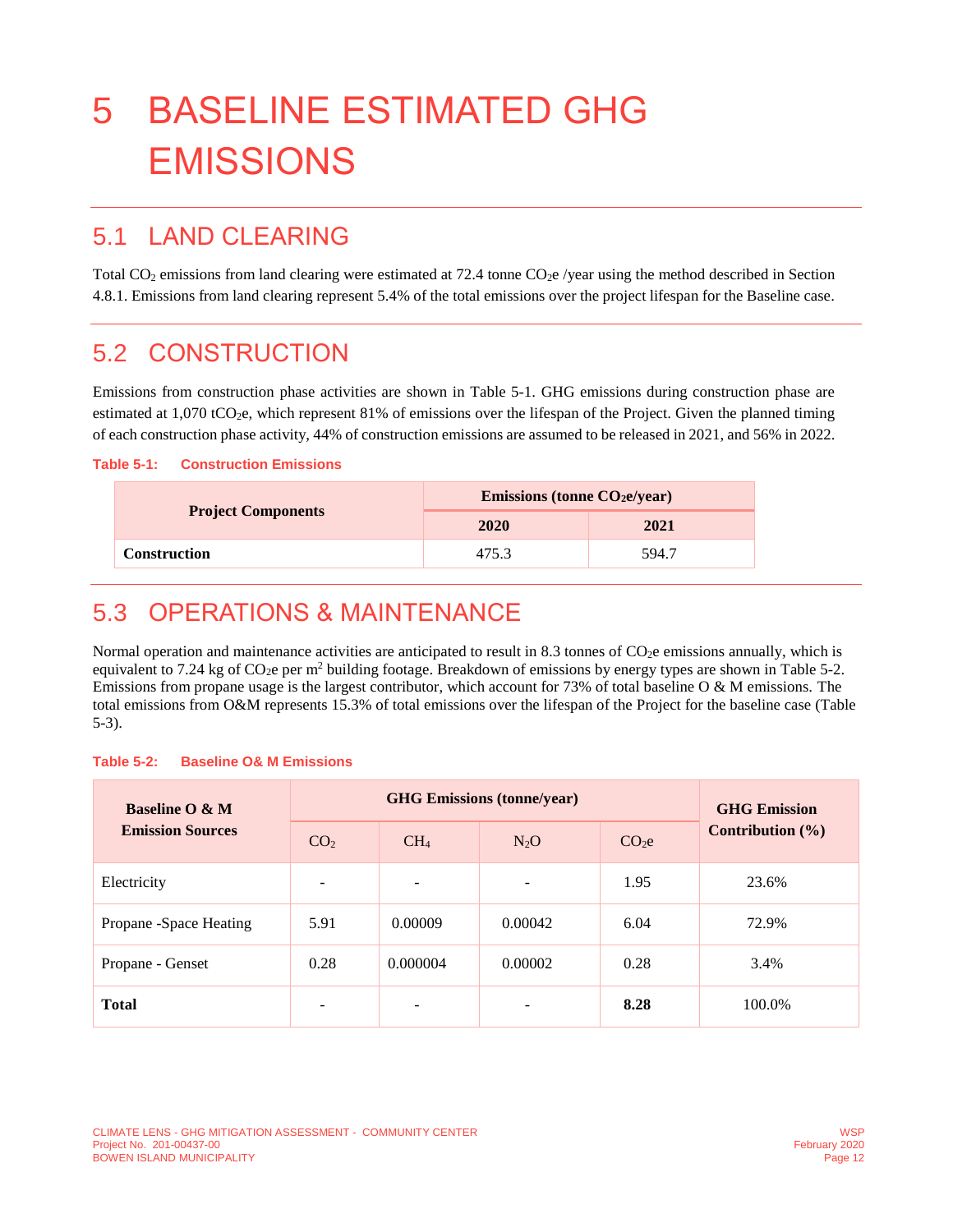# 5 BASELINE ESTIMATED GHG EMISSIONS

## 5.1 LAND CLEARING

Total $CO_2$ emissions from land clearing were estimated at 72.4 tonne $CO_2e$ /year using the method described in Section 4.8.1. Emissions from land clearing represent 5.4% of the total emissions over the project lifespan for the Baseline case.

## 5.2 CONSTRUCTION

Emissions from construction phase activities are shown in Table 5-1. GHG emissions during construction phase are estimated at 1,070 $tCO_2e$, which represent 81% of emissions over the lifespan of the Project. Given the planned timing of each construction phase activity, 44% of construction emissions are assumed to be released in 2021, and 56% in 2022.

**Table 5-1: Construction Emissions**

| Project Components | Emissions (tonne $CO_2e$/year) | |
|---|---|---|
| | **2020** | **2021** |
| **Construction** | 475.3 | 594.7 |

## 5.3 OPERATIONS & MAINTENANCE

Normal operation and maintenance activities are anticipated to result in 8.3 tonnes of $CO_2e$ emissions annually, which is equivalent to 7.24 kg of $CO_2e$ per $m^2$ building footage. Breakdown of emissions by energy types are shown in Table 5-2. Emissions from propane usage is the largest contributor, which account for 73% of total baseline O & M emissions. The total emissions from O&M represents 15.3% of total emissions over the lifespan of the Project for the baseline case (Table 5-3).

**Table 5-2: Baseline O& M Emissions**

| Baseline O & M Emission Sources | GHG Emissions (tonne/year) | | | | GHG Emission Contribution (%) |
|---|---|---|---|---|---|
| | $CO_2$ | $CH_4$ | $N_2O$ | $CO_2e$ | |
| Electricity | - | - | - | 1.95 | 23.6% |
| Propane -Space Heating | 5.91 | 0.00009 | 0.00042 | 6.04 | 72.9% |
| Propane - Genset | 0.28 | 0.000004 | 0.00002 | 0.28 | 3.4% |
| **Total** | - | - | - | **8.28** | 100.0% |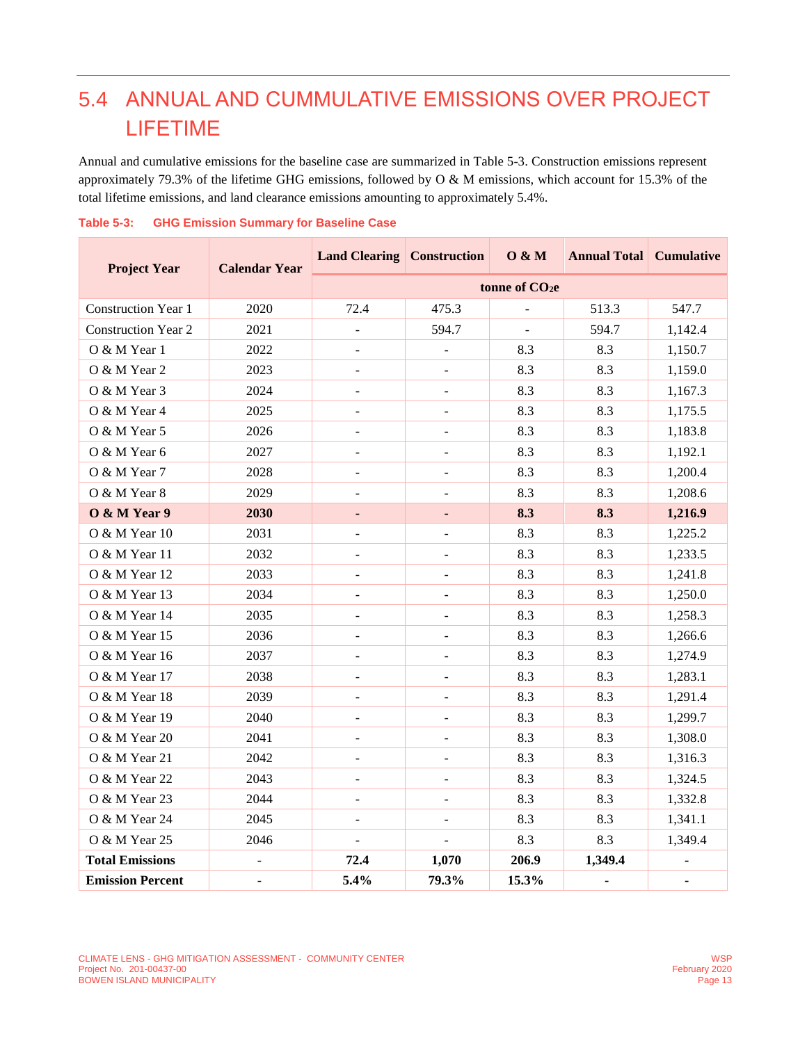## 5.4 ANNUAL AND CUMMULATIVE EMISSIONS OVER PROJECT LIFETIME

Annual and cumulative emissions for the baseline case are summarized in Table 5-3. Construction emissions represent approximately 79.3% of the lifetime GHG emissions, followed by O & M emissions, which account for 15.3% of the total lifetime emissions, and land clearance emissions amounting to approximately 5.4%.

**Table 5-3: GHG Emission Summary for Baseline Case**

| Project Year | Calendar Year | Land Clearing | Construction | O & M | Annual Total | Cumulative |
|---|---|---|---|---|---|---|
| | | tonne of $CO_2e$ | | | | |
| Construction Year 1 | 2020 | 72.4 | 475.3 | - | 513.3 | 547.7 |
| Construction Year 2 | 2021 | - | 594.7 | - | 594.7 | 1,142.4 |
| O & M Year 1 | 2022 | - | - | 8.3 | 8.3 | 1,150.7 |
| O & M Year 2 | 2023 | - | - | 8.3 | 8.3 | 1,159.0 |
| O & M Year 3 | 2024 | - | - | 8.3 | 8.3 | 1,167.3 |
| O & M Year 4 | 2025 | - | - | 8.3 | 8.3 | 1,175.5 |
| O & M Year 5 | 2026 | - | - | 8.3 | 8.3 | 1,183.8 |
| O & M Year 6 | 2027 | - | - | 8.3 | 8.3 | 1,192.1 |
| O & M Year 7 | 2028 | - | - | 8.3 | 8.3 | 1,200.4 |
| O & M Year 8 | 2029 | - | - | 8.3 | 8.3 | 1,208.6 |
| **O & M Year 9** | **2030** | **-** | **-** | **8.3** | **8.3** | **1,216.9** |
| O & M Year 10 | 2031 | - | - | 8.3 | 8.3 | 1,225.2 |
| O & M Year 11 | 2032 | - | - | 8.3 | 8.3 | 1,233.5 |
| O & M Year 12 | 2033 | - | - | 8.3 | 8.3 | 1,241.8 |
| O & M Year 13 | 2034 | - | - | 8.3 | 8.3 | 1,250.0 |
| O & M Year 14 | 2035 | - | - | 8.3 | 8.3 | 1,258.3 |
| O & M Year 15 | 2036 | - | - | 8.3 | 8.3 | 1,266.6 |
| O & M Year 16 | 2037 | - | - | 8.3 | 8.3 | 1,274.9 |
| O & M Year 17 | 2038 | - | - | 8.3 | 8.3 | 1,283.1 |
| O & M Year 18 | 2039 | - | - | 8.3 | 8.3 | 1,291.4 |
| O & M Year 19 | 2040 | - | - | 8.3 | 8.3 | 1,299.7 |
| O & M Year 20 | 2041 | - | - | 8.3 | 8.3 | 1,308.0 |
| O & M Year 21 | 2042 | - | - | 8.3 | 8.3 | 1,316.3 |
| O & M Year 22 | 2043 | - | - | 8.3 | 8.3 | 1,324.5 |
| O & M Year 23 | 2044 | - | - | 8.3 | 8.3 | 1,332.8 |
| O & M Year 24 | 2045 | - | - | 8.3 | 8.3 | 1,341.1 |
| O & M Year 25 | 2046 | - | - | 8.3 | 8.3 | 1,349.4 |
| **Total Emissions** | - | **72.4** | **1,070** | **206.9** | **1,349.4** | - |
| **Emission Percent** | - | **5.4%** | **79.3%** | **15.3%** | - | - |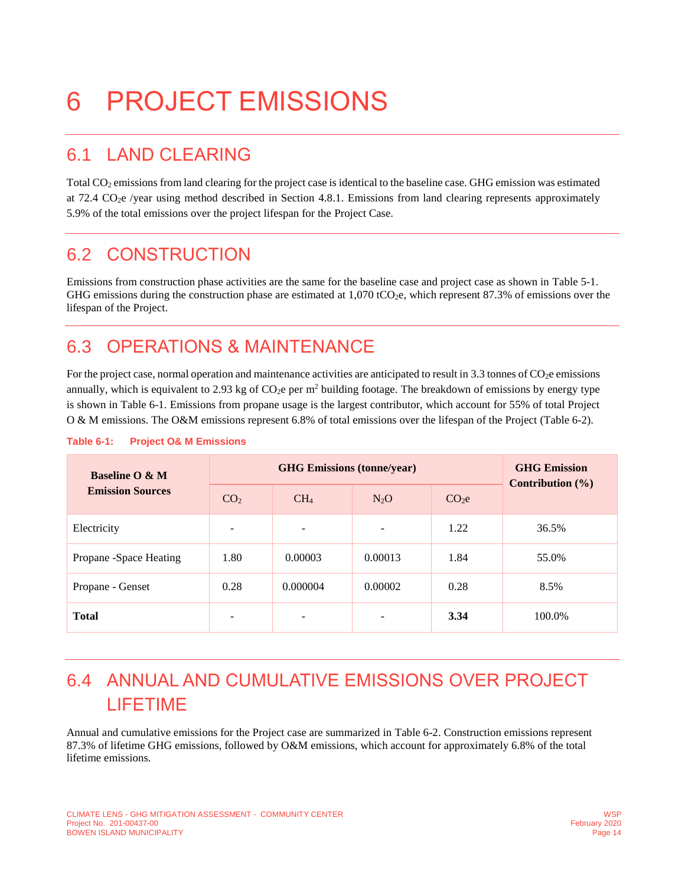# 6 PROJECT EMISSIONS

## 6.1 LAND CLEARING

Total $CO_2$ emissions from land clearing for the project case is identical to the baseline case. GHG emission was estimated at 72.4 $CO_2e$ /year using method described in Section 4.8.1. Emissions from land clearing represents approximately 5.9% of the total emissions over the project lifespan for the Project Case.

## 6.2 CONSTRUCTION

Emissions from construction phase activities are the same for the baseline case and project case as shown in Table 5-1. GHG emissions during the construction phase are estimated at 1,070 $tCO_2e$, which represent 87.3% of emissions over the lifespan of the Project.

## 6.3 OPERATIONS & MAINTENANCE

For the project case, normal operation and maintenance activities are anticipated to result in 3.3 tonnes of $CO_2e$ emissions annually, which is equivalent to 2.93 kg of $CO_2e$ per $m^2$ building footage. The breakdown of emissions by energy type is shown in Table 6-1. Emissions from propane usage is the largest contributor, which account for 55% of total Project O & M emissions. The O&M emissions represent 6.8% of total emissions over the lifespan of the Project (Table 6-2).

**Table 6-1: Project O& M Emissions**

| Baseline O & M Emission Sources | GHG Emissions (tonne/year) | | | | GHG Emission Contribution (%) |
|---|---|---|---|---|---|
| | $CO_2$ | $CH_4$ | $N_2O$ | $CO_2e$ | |
| Electricity | - | - | - | 1.22 | 36.5% |
| Propane -Space Heating | 1.80 | 0.00003 | 0.00013 | 1.84 | 55.0% |
| Propane - Genset | 0.28 | 0.000004 | 0.00002 | 0.28 | 8.5% |
| **Total** | - | - | - | **3.34** | 100.0% |

## 6.4 ANNUAL AND CUMULATIVE EMISSIONS OVER PROJECT LIFETIME

Annual and cumulative emissions for the Project case are summarized in Table 6-2. Construction emissions represent 87.3% of lifetime GHG emissions, followed by O&M emissions, which account for approximately 6.8% of the total lifetime emissions.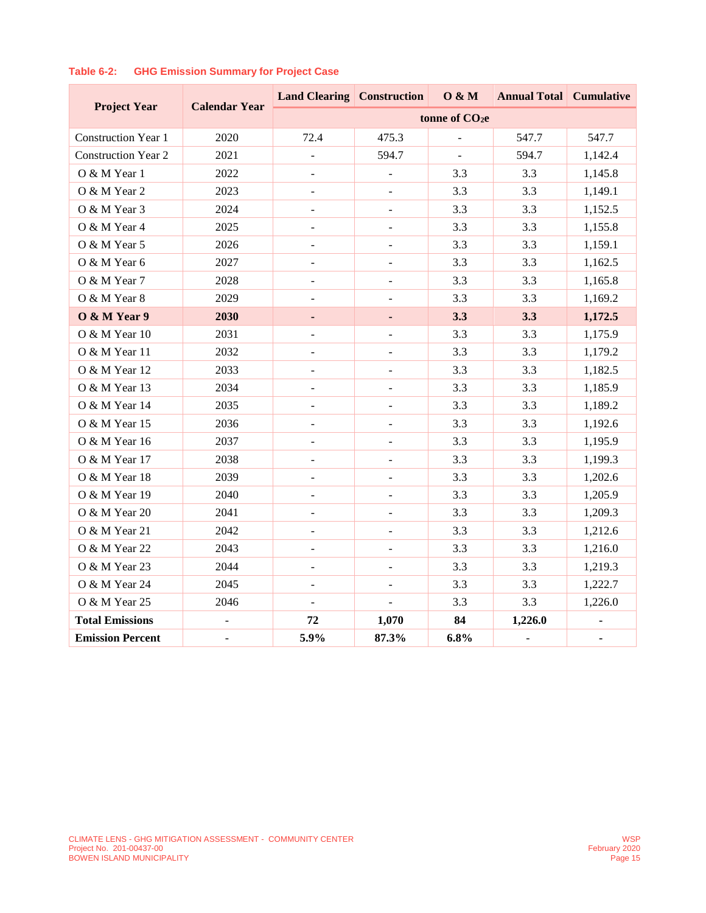**Table 6-2: GHG Emission Summary for Project Case**

| Project Year | Calendar Year | Land Clearing | Construction | O & M | Annual Total | Cumulative |
|---|---|---|---|---|---|---|
| | | tonne of $CO_{2}e$ | | | | |
| Construction Year 1 | 2020 | 72.4 | 475.3 | - | 547.7 | 547.7 |
| Construction Year 2 | 2021 | - | 594.7 | - | 594.7 | 1,142.4 |
| O & M Year 1 | 2022 | - | - | 3.3 | 3.3 | 1,145.8 |
| O & M Year 2 | 2023 | - | - | 3.3 | 3.3 | 1,149.1 |
| O & M Year 3 | 2024 | - | - | 3.3 | 3.3 | 1,152.5 |
| O & M Year 4 | 2025 | - | - | 3.3 | 3.3 | 1,155.8 |
| O & M Year 5 | 2026 | - | - | 3.3 | 3.3 | 1,159.1 |
| O & M Year 6 | 2027 | - | - | 3.3 | 3.3 | 1,162.5 |
| O & M Year 7 | 2028 | - | - | 3.3 | 3.3 | 1,165.8 |
| O & M Year 8 | 2029 | - | - | 3.3 | 3.3 | 1,169.2 |
| **O & M Year 9** | **2030** | **-** | **-** | **3.3** | **3.3** | **1,172.5** |
| O & M Year 10 | 2031 | - | - | 3.3 | 3.3 | 1,175.9 |
| O & M Year 11 | 2032 | - | - | 3.3 | 3.3 | 1,179.2 |
| O & M Year 12 | 2033 | - | - | 3.3 | 3.3 | 1,182.5 |
| O & M Year 13 | 2034 | - | - | 3.3 | 3.3 | 1,185.9 |
| O & M Year 14 | 2035 | - | - | 3.3 | 3.3 | 1,189.2 |
| O & M Year 15 | 2036 | - | - | 3.3 | 3.3 | 1,192.6 |
| O & M Year 16 | 2037 | - | - | 3.3 | 3.3 | 1,195.9 |
| O & M Year 17 | 2038 | - | - | 3.3 | 3.3 | 1,199.3 |
| O & M Year 18 | 2039 | - | - | 3.3 | 3.3 | 1,202.6 |
| O & M Year 19 | 2040 | - | - | 3.3 | 3.3 | 1,205.9 |
| O & M Year 20 | 2041 | - | - | 3.3 | 3.3 | 1,209.3 |
| O & M Year 21 | 2042 | - | - | 3.3 | 3.3 | 1,212.6 |
| O & M Year 22 | 2043 | - | - | 3.3 | 3.3 | 1,216.0 |
| O & M Year 23 | 2044 | - | - | 3.3 | 3.3 | 1,219.3 |
| O & M Year 24 | 2045 | - | - | 3.3 | 3.3 | 1,222.7 |
| O & M Year 25 | 2046 | - | - | 3.3 | 3.3 | 1,226.0 |
| **Total Emissions** | - | **72** | **1,070** | **84** | **1,226.0** | **-** |
| **Emission Percent** | - | **5.9%** | **87.3%** | **6.8%** | - | **-** |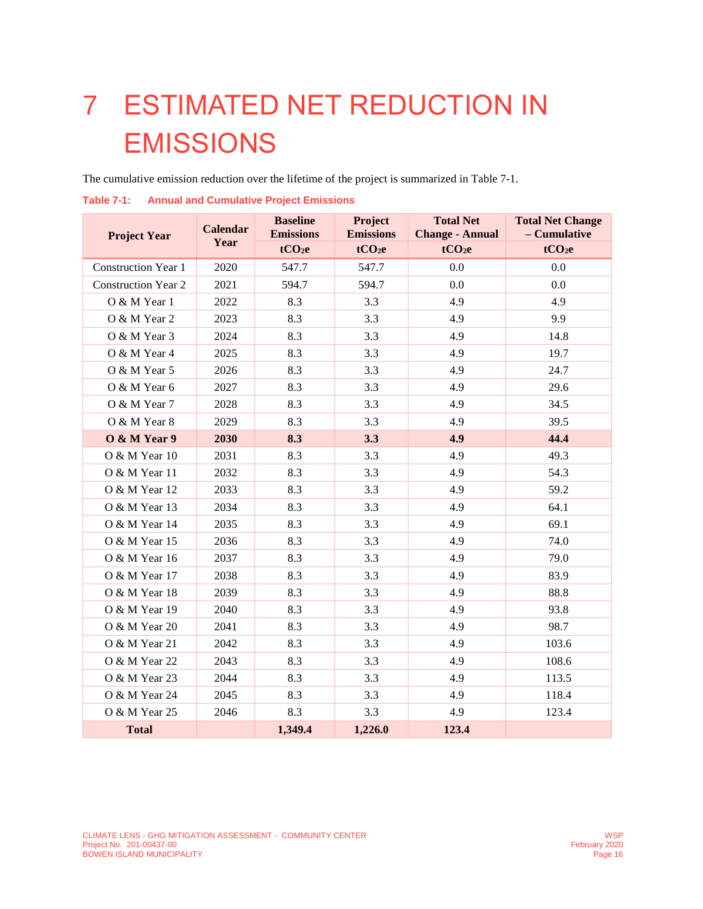# 7 ESTIMATED NET REDUCTION IN EMISSIONS

The cumulative emission reduction over the lifetime of the project is summarized in Table 7-1.

**Table 7-1: Annual and Cumulative Project Emissions**

| Project Year | Calendar Year | Baseline Emissions | Project Emissions | Total Net Change - Annual | Total Net Change – Cumulative |
|---|---|---|---|---|---|
| | | $tCO_2e$ | $tCO_2e$ | $tCO_2e$ | $tCO_2e$ |
| Construction Year 1 | 2020 | 547.7 | 547.7 | 0.0 | 0.0 |
| Construction Year 2 | 2021 | 594.7 | 594.7 | 0.0 | 0.0 |
| O & M Year 1 | 2022 | 8.3 | 3.3 | 4.9 | 4.9 |
| O & M Year 2 | 2023 | 8.3 | 3.3 | 4.9 | 9.9 |
| O & M Year 3 | 2024 | 8.3 | 3.3 | 4.9 | 14.8 |
| O & M Year 4 | 2025 | 8.3 | 3.3 | 4.9 | 19.7 |
| O & M Year 5 | 2026 | 8.3 | 3.3 | 4.9 | 24.7 |
| O & M Year 6 | 2027 | 8.3 | 3.3 | 4.9 | 29.6 |
| O & M Year 7 | 2028 | 8.3 | 3.3 | 4.9 | 34.5 |
| O & M Year 8 | 2029 | 8.3 | 3.3 | 4.9 | 39.5 |
| **O & M Year 9** | **2030** | **8.3** | **3.3** | **4.9** | **44.4** |
| O & M Year 10 | 2031 | 8.3 | 3.3 | 4.9 | 49.3 |
| O & M Year 11 | 2032 | 8.3 | 3.3 | 4.9 | 54.3 |
| O & M Year 12 | 2033 | 8.3 | 3.3 | 4.9 | 59.2 |
| O & M Year 13 | 2034 | 8.3 | 3.3 | 4.9 | 64.1 |
| O & M Year 14 | 2035 | 8.3 | 3.3 | 4.9 | 69.1 |
| O & M Year 15 | 2036 | 8.3 | 3.3 | 4.9 | 74.0 |
| O & M Year 16 | 2037 | 8.3 | 3.3 | 4.9 | 79.0 |
| O & M Year 17 | 2038 | 8.3 | 3.3 | 4.9 | 83.9 |
| O & M Year 18 | 2039 | 8.3 | 3.3 | 4.9 | 88.8 |
| O & M Year 19 | 2040 | 8.3 | 3.3 | 4.9 | 93.8 |
| O & M Year 20 | 2041 | 8.3 | 3.3 | 4.9 | 98.7 |
| O & M Year 21 | 2042 | 8.3 | 3.3 | 4.9 | 103.6 |
| O & M Year 22 | 2043 | 8.3 | 3.3 | 4.9 | 108.6 |
| O & M Year 23 | 2044 | 8.3 | 3.3 | 4.9 | 113.5 |
| O & M Year 24 | 2045 | 8.3 | 3.3 | 4.9 | 118.4 |
| O & M Year 25 | 2046 | 8.3 | 3.3 | 4.9 | 123.4 |
| **Total** | | **1,349.4** | **1,226.0** | **123.4** | |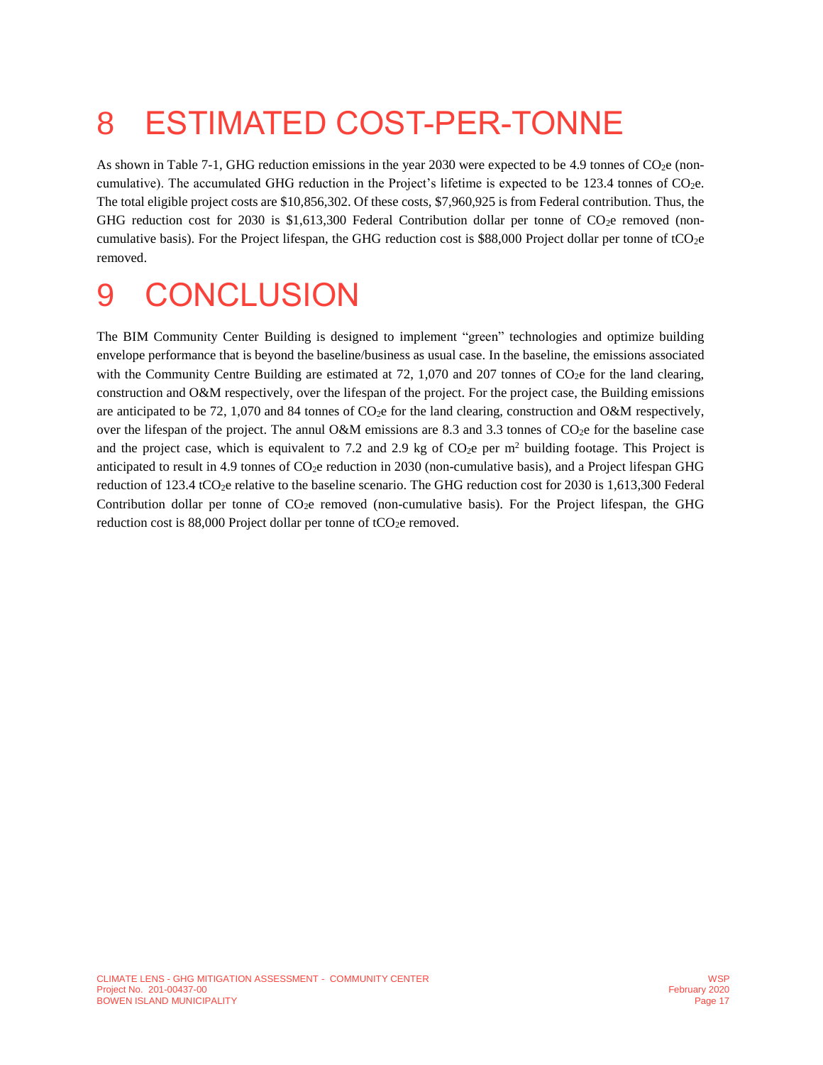# 8 ESTIMATED COST-PER-TONNE

As shown in Table 7-1, GHG reduction emissions in the year 2030 were expected to be 4.9 tonnes of $CO_2e$ (non-cumulative). The accumulated GHG reduction in the Project's lifetime is expected to be 123.4 tonnes of $CO_2e$. The total eligible project costs are $10,856,302. Of these costs, $7,960,925 is from Federal contribution. Thus, the GHG reduction cost for 2030 is $1,613,300 Federal Contribution dollar per tonne of $CO_2e$ removed (non-cumulative basis). For the Project lifespan, the GHG reduction cost is $88,000 Project dollar per tonne of $tCO_2e$ removed.

# 9 CONCLUSION

The BIM Community Center Building is designed to implement "green" technologies and optimize building envelope performance that is beyond the baseline/business as usual case. In the baseline, the emissions associated with the Community Centre Building are estimated at 72, 1,070 and 207 tonnes of $CO_2e$ for the land clearing, construction and O&M respectively, over the lifespan of the project. For the project case, the Building emissions are anticipated to be 72, 1,070 and 84 tonnes of $CO_2e$ for the land clearing, construction and O&M respectively, over the lifespan of the project. The annul O&M emissions are 8.3 and 3.3 tonnes of $CO_2e$ for the baseline case and the project case, which is equivalent to 7.2 and 2.9 kg of $CO_2e$ per $m^2$ building footage. This Project is anticipated to result in 4.9 tonnes of $CO_2e$ reduction in 2030 (non-cumulative basis), and a Project lifespan GHG reduction of 123.4 $tCO_2e$ relative to the baseline scenario. The GHG reduction cost for 2030 is 1,613,300 Federal Contribution dollar per tonne of $CO_2e$ removed (non-cumulative basis). For the Project lifespan, the GHG reduction cost is 88,000 Project dollar per tonne of $tCO_2e$ removed.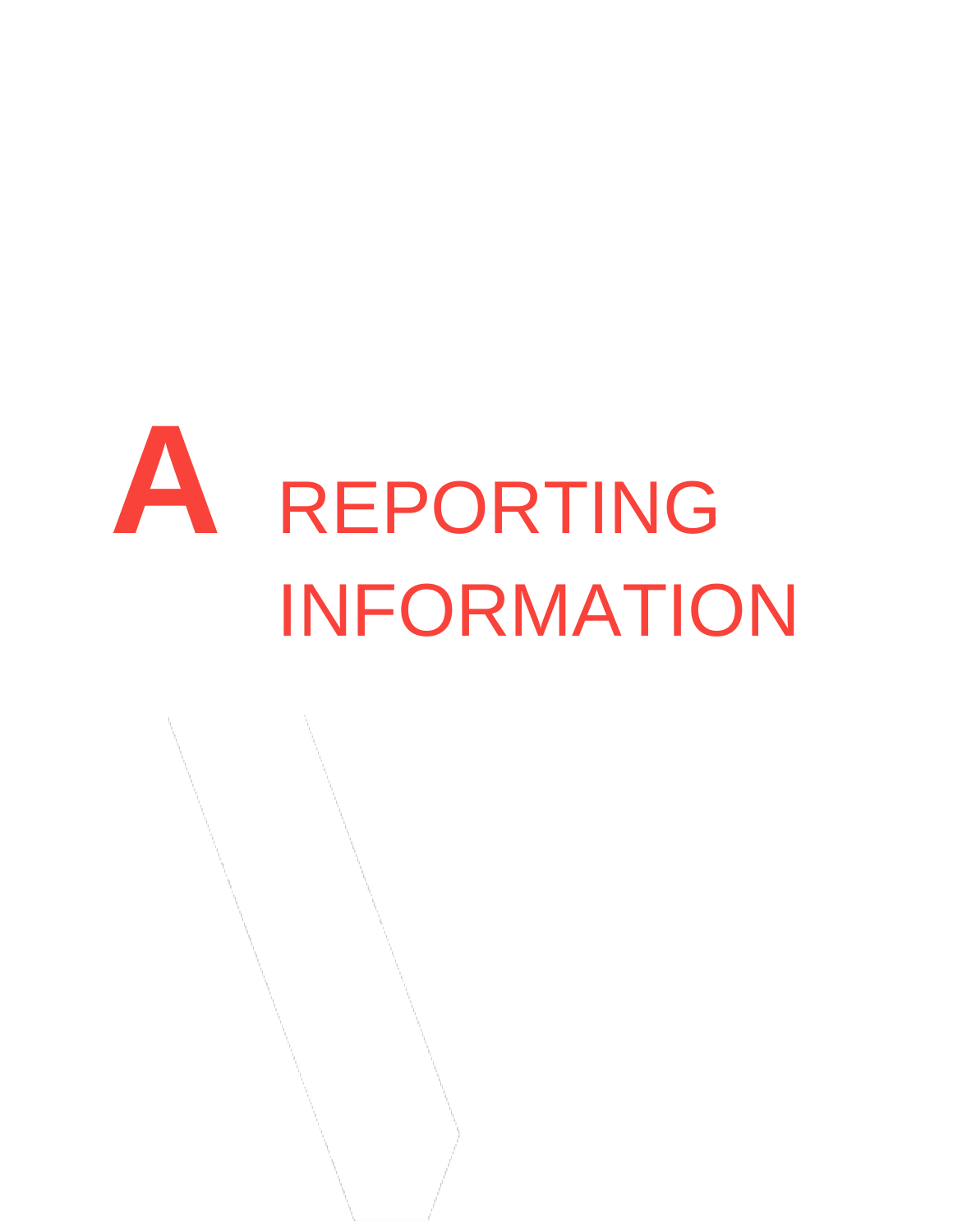# A REPORTING INFORMATION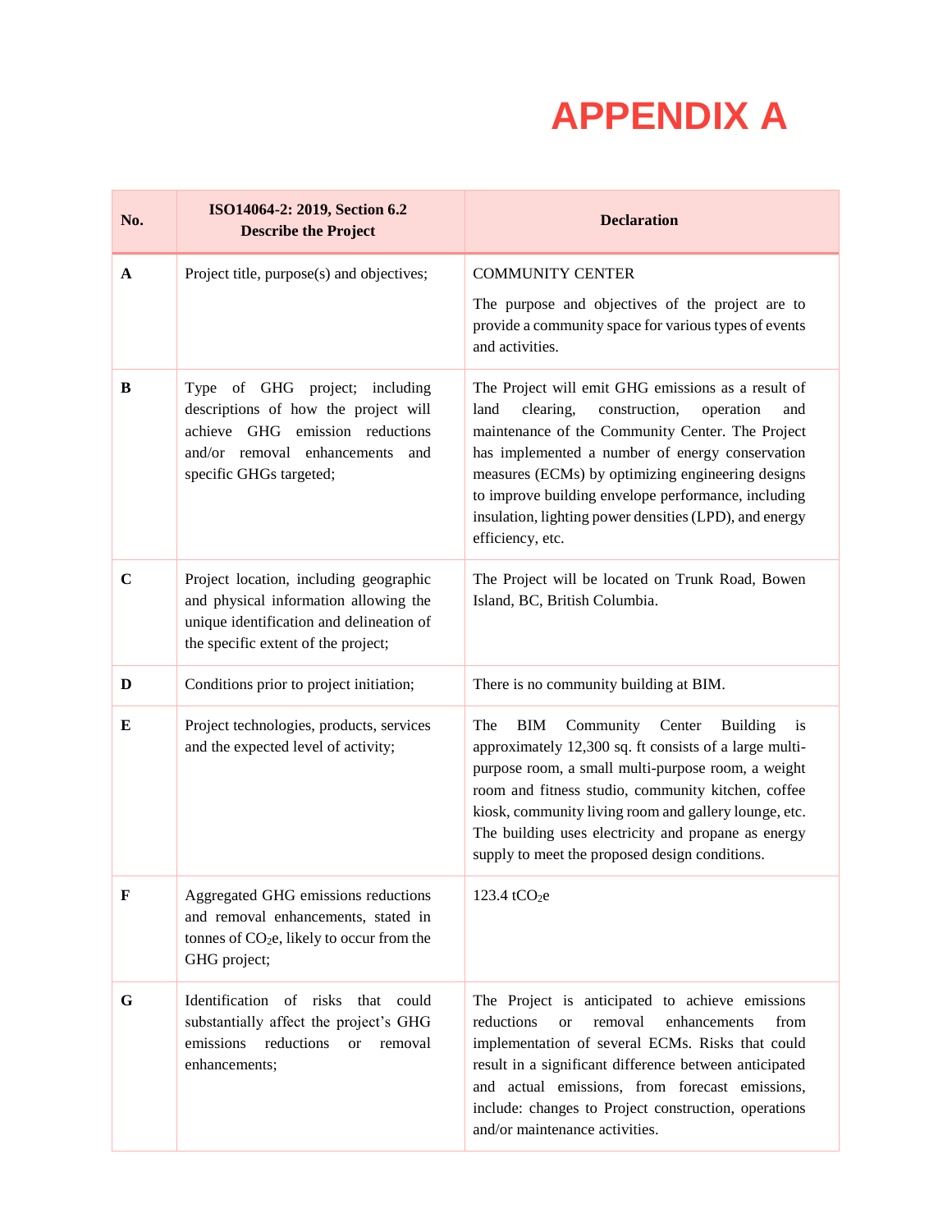# APPENDIX A

| No. | ISO14064-2: 2019, Section 6.2 Describe the Project | Declaration |
| --- | --- | --- |
| **A** | Project title, purpose(s) and objectives; | COMMUNITY CENTER<br><br>The purpose and objectives of the project are to provide a community space for various types of events and activities. |
| **B** | Type of GHG project; including descriptions of how the project will achieve GHG emission reductions and/or removal enhancements and specific GHGs targeted; | The Project will emit GHG emissions as a result of land clearing, construction, operation and maintenance of the Community Center. The Project has implemented a number of energy conservation measures (ECMs) by optimizing engineering designs to improve building envelope performance, including insulation, lighting power densities (LPD), and energy efficiency, etc. |
| **C** | Project location, including geographic and physical information allowing the unique identification and delineation of the specific extent of the project; | The Project will be located on Trunk Road, Bowen Island, BC, British Columbia. |
| **D** | Conditions prior to project initiation; | There is no community building at BIM. |
| **E** | Project technologies, products, services and the expected level of activity; | The BIM Community Center Building is approximately 12,300 sq. ft consists of a large multi-purpose room, a small multi-purpose room, a weight room and fitness studio, community kitchen, coffee kiosk, community living room and gallery lounge, etc. The building uses electricity and propane as energy supply to meet the proposed design conditions. |
| **F** | Aggregated GHG emissions reductions and removal enhancements, stated in tonnes of $CO_2e$, likely to occur from the GHG project; | 123.4 t$CO_2e$ |
| **G** | Identification of risks that could substantially affect the project's GHG emissions reductions or removal enhancements; | The Project is anticipated to achieve emissions reductions or removal enhancements from implementation of several ECMs. Risks that could result in a significant difference between anticipated and actual emissions, from forecast emissions, include: changes to Project construction, operations and/or maintenance activities. |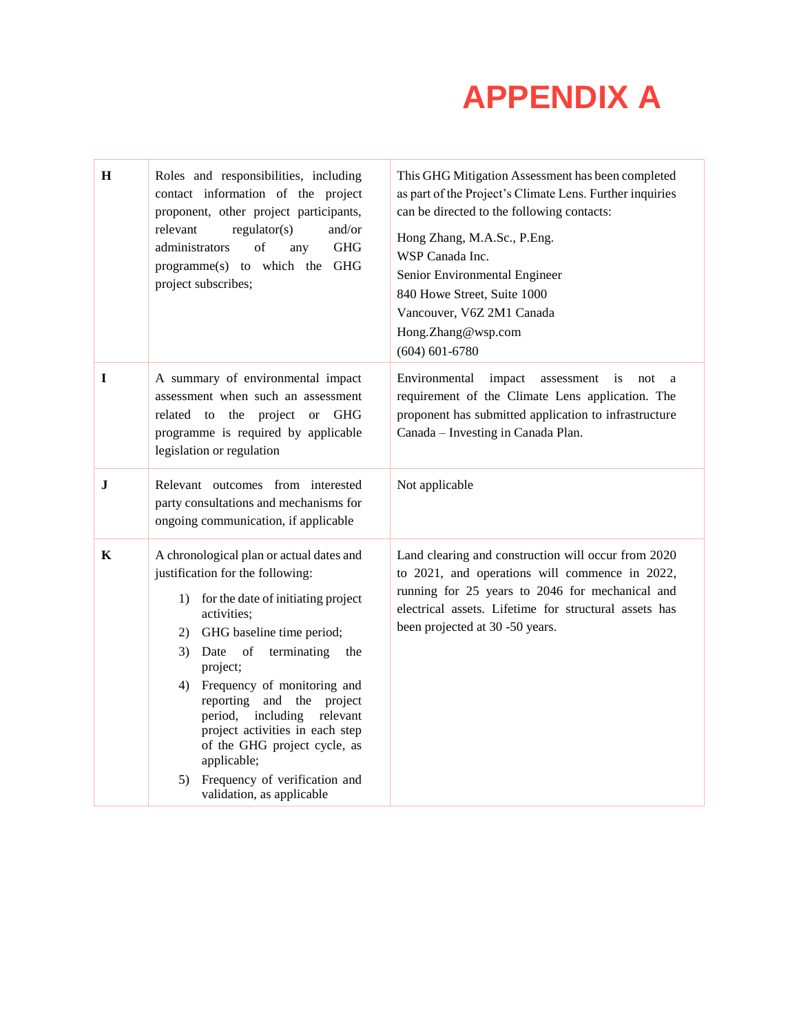# APPENDIX A

| | | |
|---|---|---|
| **H** | Roles and responsibilities, including contact information of the project proponent, other project participants, relevant regulator(s) and/or administrators of any GHG programme(s) to which the GHG project subscribes; | This GHG Mitigation Assessment has been completed as part of the Project's Climate Lens. Further inquiries can be directed to the following contacts:<br><br>Hong Zhang, M.A.Sc., P.Eng.<br>WSP Canada Inc.<br>Senior Environmental Engineer<br>840 Howe Street, Suite 1000<br>Vancouver, V6Z 2M1 Canada<br>Hong.Zhang@wsp.com<br>(604) 601-6780 |
| **I** | A summary of environmental impact assessment when such an assessment related to the project or GHG programme is required by applicable legislation or regulation | Environmental impact assessment is not a requirement of the Climate Lens application. The proponent has submitted application to infrastructure Canada – Investing in Canada Plan. |
| **J** | Relevant outcomes from interested party consultations and mechanisms for ongoing communication, if applicable | Not applicable |
| **K** | A chronological plan or actual dates and justification for the following:<br>1) for the date of initiating project activities;<br>2) GHG baseline time period;<br>3) Date of terminating the project;<br>4) Frequency of monitoring and reporting and the project period, including relevant project activities in each step of the GHG project cycle, as applicable;<br>5) Frequency of verification and validation, as applicable | Land clearing and construction will occur from 2020 to 2021, and operations will commence in 2022, running for 25 years to 2046 for mechanical and electrical assets. Lifetime for structural assets has been projected at 30 -50 years. |